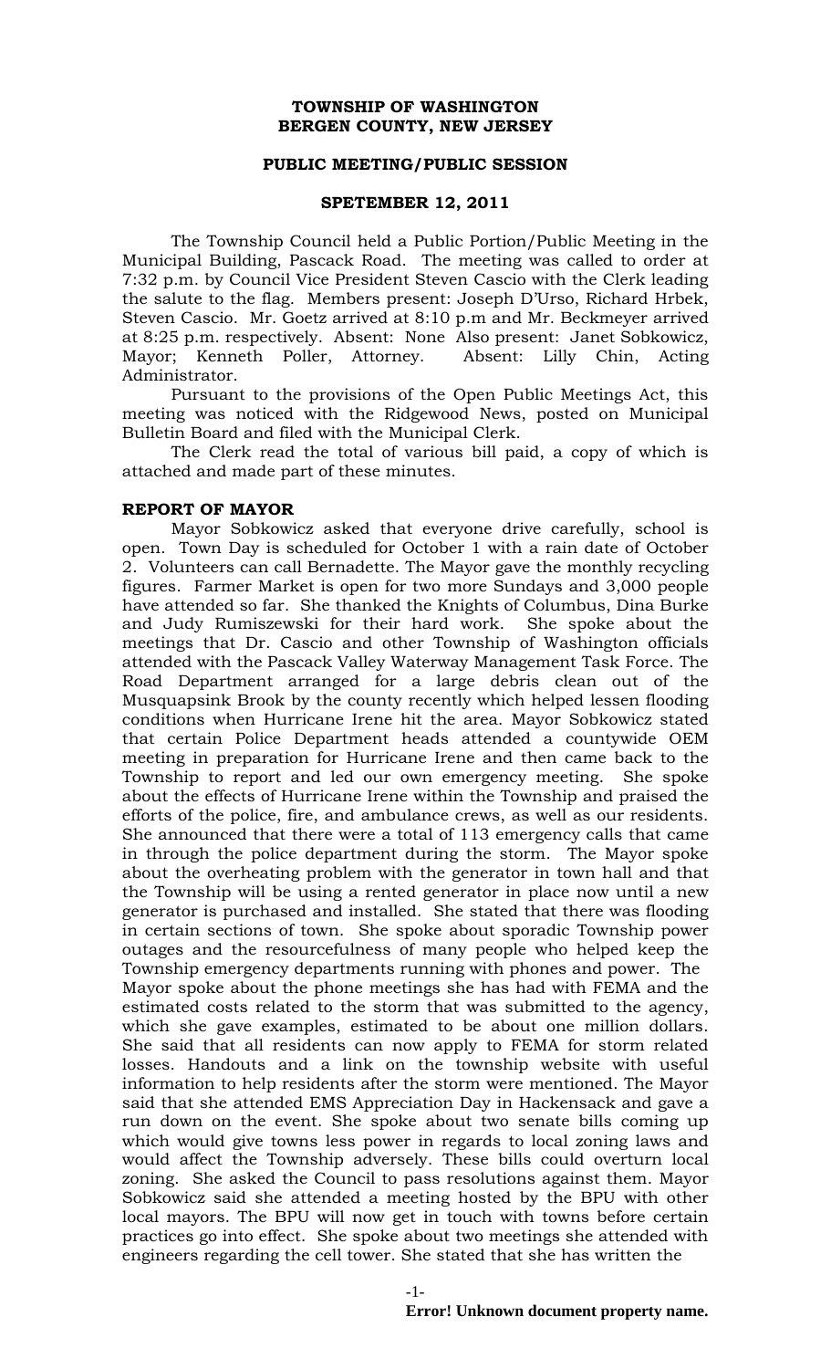**TOWNSHIP OF WASHINGTON**
**BERGEN COUNTY, NEW JERSEY**

**PUBLIC MEETING/PUBLIC SESSION**

**SPETEMBER 12, 2011**

The Township Council held a Public Portion/Public Meeting in the Municipal Building, Pascack Road. The meeting was called to order at 7:32 p.m. by Council Vice President Steven Cascio with the Clerk leading the salute to the flag. Members present: Joseph D'Urso, Richard Hrbek, Steven Cascio. Mr. Goetz arrived at 8:10 p.m and Mr. Beckmeyer arrived at 8:25 p.m. respectively. Absent: None Also present: Janet Sobkowicz, Mayor; Kenneth Poller, Attorney. Absent: Lilly Chin, Acting Administrator.

Pursuant to the provisions of the Open Public Meetings Act, this meeting was noticed with the Ridgewood News, posted on Municipal Bulletin Board and filed with the Municipal Clerk.

The Clerk read the total of various bill paid, a copy of which is attached and made part of these minutes.

**REPORT OF MAYOR**

Mayor Sobkowicz asked that everyone drive carefully, school is open. Town Day is scheduled for October 1 with a rain date of October 2. Volunteers can call Bernadette. The Mayor gave the monthly recycling figures. Farmer Market is open for two more Sundays and 3,000 people have attended so far. She thanked the Knights of Columbus, Dina Burke and Judy Rumiszewski for their hard work. She spoke about the meetings that Dr. Cascio and other Township of Washington officials attended with the Pascack Valley Waterway Management Task Force. The Road Department arranged for a large debris clean out of the Musquapsink Brook by the county recently which helped lessen flooding conditions when Hurricane Irene hit the area. Mayor Sobkowicz stated that certain Police Department heads attended a countywide OEM meeting in preparation for Hurricane Irene and then came back to the Township to report and led our own emergency meeting. She spoke about the effects of Hurricane Irene within the Township and praised the efforts of the police, fire, and ambulance crews, as well as our residents. She announced that there were a total of 113 emergency calls that came in through the police department during the storm. The Mayor spoke about the overheating problem with the generator in town hall and that the Township will be using a rented generator in place now until a new generator is purchased and installed. She stated that there was flooding in certain sections of town. She spoke about sporadic Township power outages and the resourcefulness of many people who helped keep the Township emergency departments running with phones and power. The Mayor spoke about the phone meetings she has had with FEMA and the estimated costs related to the storm that was submitted to the agency, which she gave examples, estimated to be about one million dollars. She said that all residents can now apply to FEMA for storm related losses. Handouts and a link on the township website with useful information to help residents after the storm were mentioned. The Mayor said that she attended EMS Appreciation Day in Hackensack and gave a run down on the event. She spoke about two senate bills coming up which would give towns less power in regards to local zoning laws and would affect the Township adversely. These bills could overturn local zoning. She asked the Council to pass resolutions against them. Mayor Sobkowicz said she attended a meeting hosted by the BPU with other local mayors. The BPU will now get in touch with towns before certain practices go into effect. She spoke about two meetings she attended with engineers regarding the cell tower. She stated that she has written the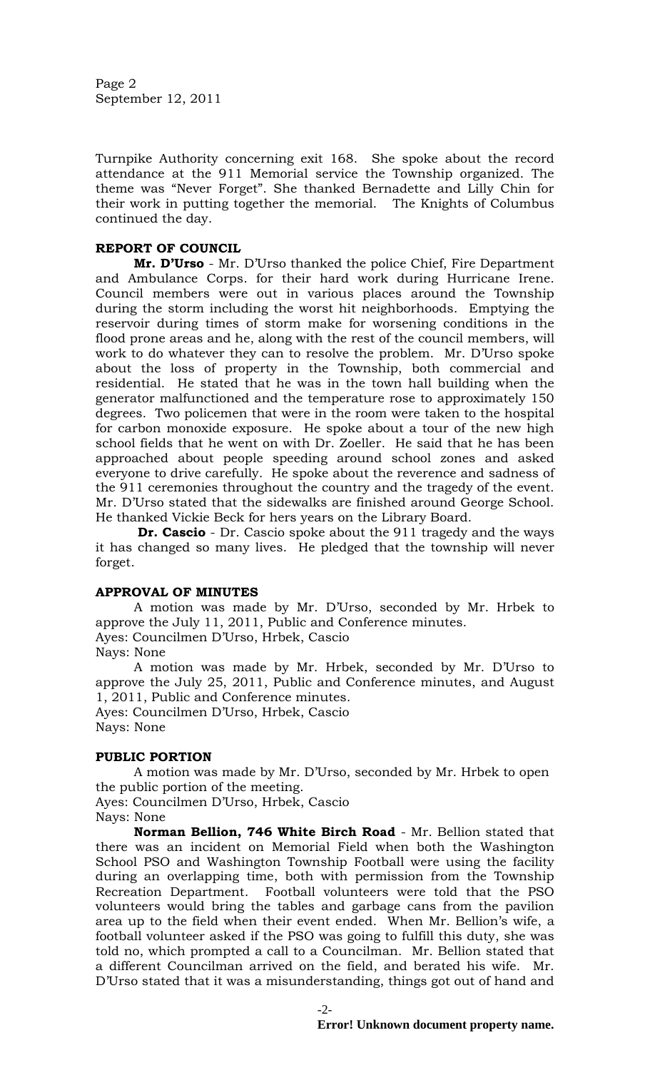Turnpike Authority concerning exit 168. She spoke about the record attendance at the 911 Memorial service the Township organized. The theme was "Never Forget". She thanked Bernadette and Lilly Chin for their work in putting together the memorial. The Knights of Columbus continued the day.

**REPORT OF COUNCIL**

**Mr. D'Urso** - Mr. D'Urso thanked the police Chief, Fire Department and Ambulance Corps. for their hard work during Hurricane Irene. Council members were out in various places around the Township during the storm including the worst hit neighborhoods. Emptying the reservoir during times of storm make for worsening conditions in the flood prone areas and he, along with the rest of the council members, will work to do whatever they can to resolve the problem. Mr. D'Urso spoke about the loss of property in the Township, both commercial and residential. He stated that he was in the town hall building when the generator malfunctioned and the temperature rose to approximately 150 degrees. Two policemen that were in the room were taken to the hospital for carbon monoxide exposure. He spoke about a tour of the new high school fields that he went on with Dr. Zoeller. He said that he has been approached about people speeding around school zones and asked everyone to drive carefully. He spoke about the reverence and sadness of the 911 ceremonies throughout the country and the tragedy of the event. Mr. D'Urso stated that the sidewalks are finished around George School. He thanked Vickie Beck for hers years on the Library Board.

**Dr. Cascio** - Dr. Cascio spoke about the 911 tragedy and the ways it has changed so many lives. He pledged that the township will never forget.

**APPROVAL OF MINUTES**

A motion was made by Mr. D'Urso, seconded by Mr. Hrbek to approve the July 11, 2011, Public and Conference minutes.
Ayes: Councilmen D'Urso, Hrbek, Cascio
Nays: None

A motion was made by Mr. Hrbek, seconded by Mr. D'Urso to approve the July 25, 2011, Public and Conference minutes, and August 1, 2011, Public and Conference minutes.
Ayes: Councilmen D'Urso, Hrbek, Cascio
Nays: None

**PUBLIC PORTION**

A motion was made by Mr. D'Urso, seconded by Mr. Hrbek to open the public portion of the meeting.
Ayes: Councilmen D'Urso, Hrbek, Cascio
Nays: None

**Norman Bellion, 746 White Birch Road** - Mr. Bellion stated that there was an incident on Memorial Field when both the Washington School PSO and Washington Township Football were using the facility during an overlapping time, both with permission from the Township Recreation Department. Football volunteers were told that the PSO volunteers would bring the tables and garbage cans from the pavilion area up to the field when their event ended. When Mr. Bellion's wife, a football volunteer asked if the PSO was going to fulfill this duty, she was told no, which prompted a call to a Councilman. Mr. Bellion stated that a different Councilman arrived on the field, and berated his wife. Mr. D'Urso stated that it was a misunderstanding, things got out of hand and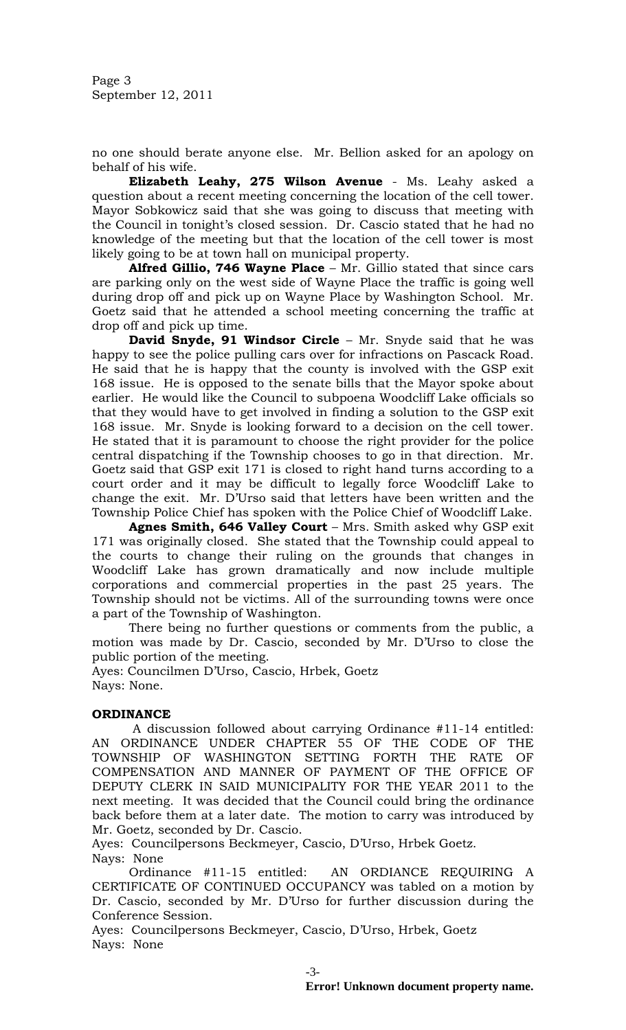no one should berate anyone else. Mr. Bellion asked for an apology on behalf of his wife.

**Elizabeth Leahy, 275 Wilson Avenue** - Ms. Leahy asked a question about a recent meeting concerning the location of the cell tower. Mayor Sobkowicz said that she was going to discuss that meeting with the Council in tonight's closed session. Dr. Cascio stated that he had no knowledge of the meeting but that the location of the cell tower is most likely going to be at town hall on municipal property.

**Alfred Gillio, 746 Wayne Place** – Mr. Gillio stated that since cars are parking only on the west side of Wayne Place the traffic is going well during drop off and pick up on Wayne Place by Washington School. Mr. Goetz said that he attended a school meeting concerning the traffic at drop off and pick up time.

**David Snyde, 91 Windsor Circle** – Mr. Snyde said that he was happy to see the police pulling cars over for infractions on Pascack Road. He said that he is happy that the county is involved with the GSP exit 168 issue. He is opposed to the senate bills that the Mayor spoke about earlier. He would like the Council to subpoena Woodcliff Lake officials so that they would have to get involved in finding a solution to the GSP exit 168 issue. Mr. Snyde is looking forward to a decision on the cell tower. He stated that it is paramount to choose the right provider for the police central dispatching if the Township chooses to go in that direction. Mr. Goetz said that GSP exit 171 is closed to right hand turns according to a court order and it may be difficult to legally force Woodcliff Lake to change the exit. Mr. D'Urso said that letters have been written and the Township Police Chief has spoken with the Police Chief of Woodcliff Lake.

**Agnes Smith, 646 Valley Court** – Mrs. Smith asked why GSP exit 171 was originally closed. She stated that the Township could appeal to the courts to change their ruling on the grounds that changes in Woodcliff Lake has grown dramatically and now include multiple corporations and commercial properties in the past 25 years. The Township should not be victims. All of the surrounding towns were once a part of the Township of Washington.

There being no further questions or comments from the public, a motion was made by Dr. Cascio, seconded by Mr. D'Urso to close the public portion of the meeting.

Ayes: Councilmen D'Urso, Cascio, Hrbek, Goetz
Nays: None.

**ORDINANCE**

A discussion followed about carrying Ordinance #11-14 entitled: AN ORDINANCE UNDER CHAPTER 55 OF THE CODE OF THE TOWNSHIP OF WASHINGTON SETTING FORTH THE RATE OF COMPENSATION AND MANNER OF PAYMENT OF THE OFFICE OF DEPUTY CLERK IN SAID MUNICIPALITY FOR THE YEAR 2011 to the next meeting. It was decided that the Council could bring the ordinance back before them at a later date. The motion to carry was introduced by Mr. Goetz, seconded by Dr. Cascio.

Ayes: Councilpersons Beckmeyer, Cascio, D'Urso, Hrbek Goetz.
Nays: None

Ordinance #11-15 entitled: AN ORDIANCE REQUIRING A CERTIFICATE OF CONTINUED OCCUPANCY was tabled on a motion by Dr. Cascio, seconded by Mr. D'Urso for further discussion during the Conference Session.

Ayes: Councilpersons Beckmeyer, Cascio, D'Urso, Hrbek, Goetz
Nays: None

**Error! Unknown document property name.**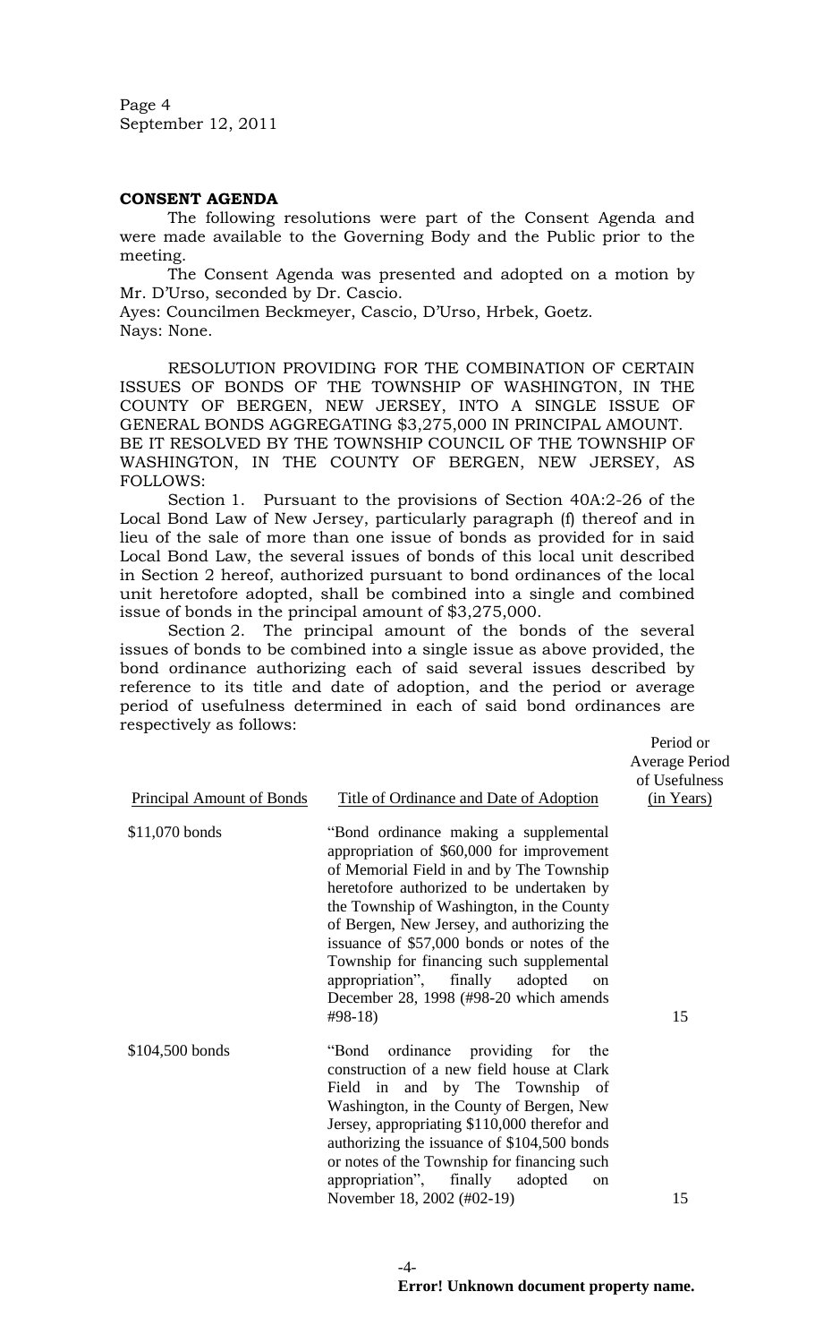**CONSENT AGENDA**

The following resolutions were part of the Consent Agenda and were made available to the Governing Body and the Public prior to the meeting.

The Consent Agenda was presented and adopted on a motion by Mr. D'Urso, seconded by Dr. Cascio.

Ayes: Councilmen Beckmeyer, Cascio, D'Urso, Hrbek, Goetz.
Nays: None.

RESOLUTION PROVIDING FOR THE COMBINATION OF CERTAIN ISSUES OF BONDS OF THE TOWNSHIP OF WASHINGTON, IN THE COUNTY OF BERGEN, NEW JERSEY, INTO A SINGLE ISSUE OF GENERAL BONDS AGGREGATING $3,275,000 IN PRINCIPAL AMOUNT.

BE IT RESOLVED BY THE TOWNSHIP COUNCIL OF THE TOWNSHIP OF WASHINGTON, IN THE COUNTY OF BERGEN, NEW JERSEY, AS FOLLOWS:

Section 1. Pursuant to the provisions of Section 40A:2-26 of the Local Bond Law of New Jersey, particularly paragraph (f) thereof and in lieu of the sale of more than one issue of bonds as provided for in said Local Bond Law, the several issues of bonds of this local unit described in Section 2 hereof, authorized pursuant to bond ordinances of the local unit heretofore adopted, shall be combined into a single and combined issue of bonds in the principal amount of $3,275,000.

Section 2. The principal amount of the bonds of the several issues of bonds to be combined into a single issue as above provided, the bond ordinance authorizing each of said several issues described by reference to its title and date of adoption, and the period or average period of usefulness determined in each of said bond ordinances are respectively as follows:

| Principal Amount of Bonds | Title of Ordinance and Date of Adoption | Period or Average Period of Usefulness (in Years) |
|---|---|---|
| $11,070 bonds | "Bond ordinance making a supplemental appropriation of $60,000 for improvement of Memorial Field in and by The Township heretofore authorized to be undertaken by the Township of Washington, in the County of Bergen, New Jersey, and authorizing the issuance of $57,000 bonds or notes of the Township for financing such supplemental appropriation", finally adopted on December 28, 1998 (#98-20 which amends #98-18) | 15 |
| $104,500 bonds | "Bond ordinance providing for the construction of a new field house at Clark Field in and by The Township of Washington, in the County of Bergen, New Jersey, appropriating $110,000 therefor and authorizing the issuance of $104,500 bonds or notes of the Township for financing such appropriation", finally adopted on November 18, 2002 (#02-19) | 15 |

**Error! Unknown document property name.**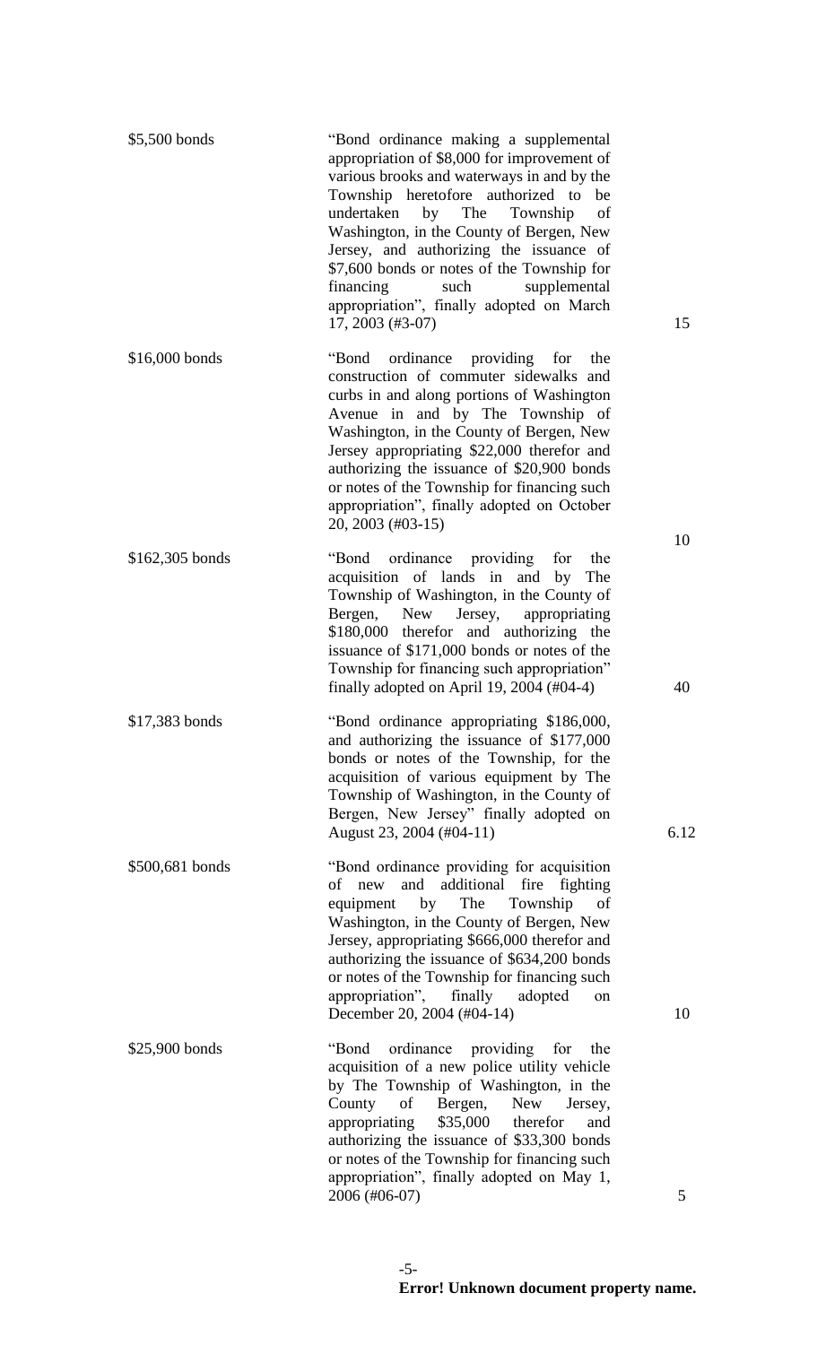| | | |
|---|---|---|
| $5,500 bonds | "Bond ordinance making a supplemental appropriation of $8,000 for improvement of various brooks and waterways in and by the Township heretofore authorized to be undertaken by The Township of Washington, in the County of Bergen, New Jersey, and authorizing the issuance of $7,600 bonds or notes of the Township for financing such supplemental appropriation", finally adopted on March 17, 2003 (#3-07) | 15 |
| $16,000 bonds | "Bond ordinance providing for the construction of commuter sidewalks and curbs in and along portions of Washington Avenue in and by The Township of Washington, in the County of Bergen, New Jersey appropriating $22,000 therefor and authorizing the issuance of $20,900 bonds or notes of the Township for financing such appropriation", finally adopted on October 20, 2003 (#03-15) | 10 |
| $162,305 bonds | "Bond ordinance providing for the acquisition of lands in and by The Township of Washington, in the County of Bergen, New Jersey, appropriating $180,000 therefor and authorizing the issuance of $171,000 bonds or notes of the Township for financing such appropriation" finally adopted on April 19, 2004 (#04-4) | 40 |
| $17,383 bonds | "Bond ordinance appropriating $186,000, and authorizing the issuance of $177,000 bonds or notes of the Township, for the acquisition of various equipment by The Township of Washington, in the County of Bergen, New Jersey" finally adopted on August 23, 2004 (#04-11) | 6.12 |
| $500,681 bonds | "Bond ordinance providing for acquisition of new and additional fire fighting equipment by The Township of Washington, in the County of Bergen, New Jersey, appropriating $666,000 therefor and authorizing the issuance of $634,200 bonds or notes of the Township for financing such appropriation", finally adopted on December 20, 2004 (#04-14) | 10 |
| $25,900 bonds | "Bond ordinance providing for the acquisition of a new police utility vehicle by The Township of Washington, in the County of Bergen, New Jersey, appropriating $35,000 therefor and authorizing the issuance of $33,300 bonds or notes of the Township for financing such appropriation", finally adopted on May 1, 2006 (#06-07) | 5 |

**Error! Unknown document property name.**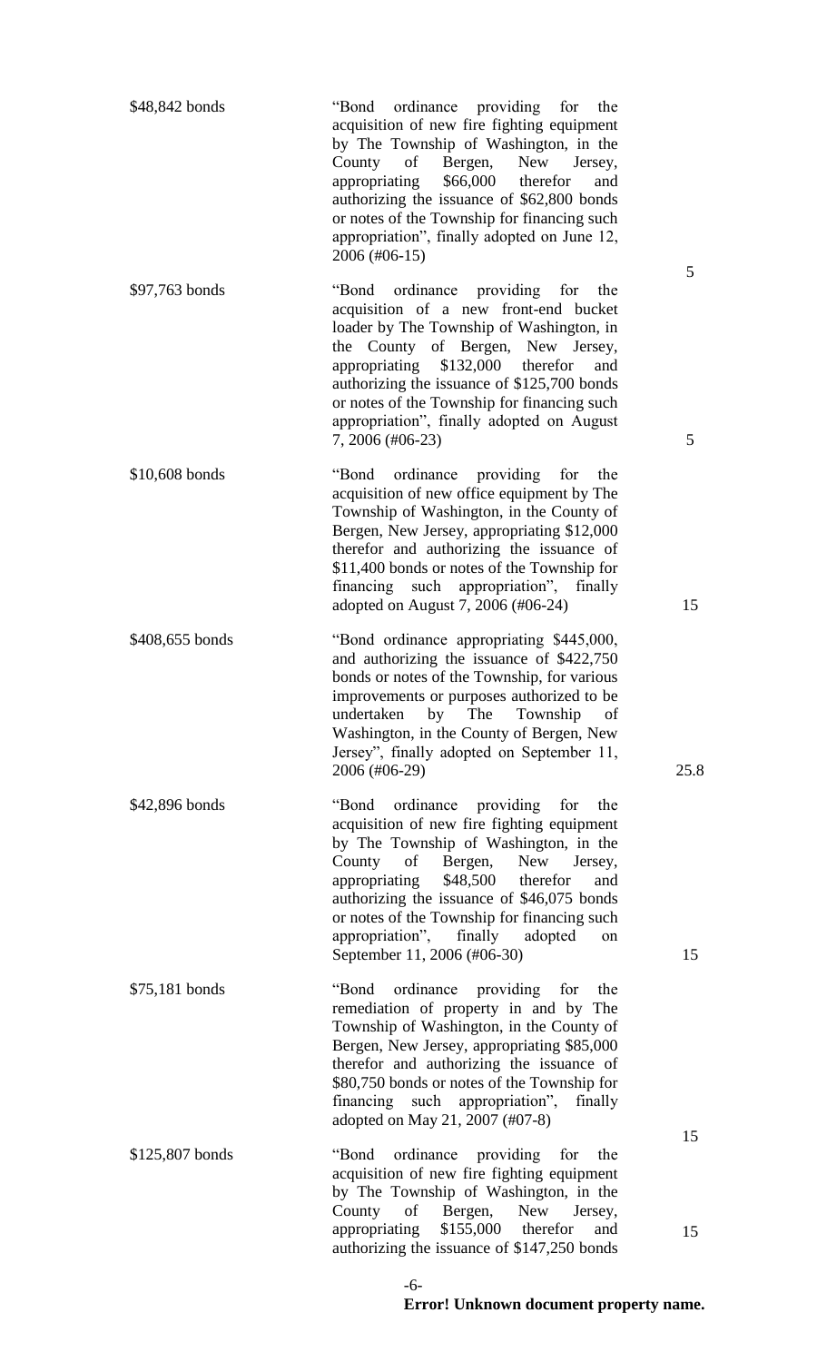| | | |
|---|---|---|
| \$48,842 bonds | "Bond ordinance providing for the acquisition of new fire fighting equipment by The Township of Washington, in the County of Bergen, New Jersey, appropriating \$66,000 therefor and authorizing the issuance of \$62,800 bonds or notes of the Township for financing such appropriation", finally adopted on June 12, 2006 (#06-15) | 5 |
| \$97,763 bonds | "Bond ordinance providing for the acquisition of a new front-end bucket loader by The Township of Washington, in the County of Bergen, New Jersey, appropriating \$132,000 therefor and authorizing the issuance of \$125,700 bonds or notes of the Township for financing such appropriation", finally adopted on August 7, 2006 (#06-23) | 5 |
| \$10,608 bonds | "Bond ordinance providing for the acquisition of new office equipment by The Township of Washington, in the County of Bergen, New Jersey, appropriating \$12,000 therefor and authorizing the issuance of \$11,400 bonds or notes of the Township for financing such appropriation", finally adopted on August 7, 2006 (#06-24) | 15 |
| \$408,655 bonds | "Bond ordinance appropriating \$445,000, and authorizing the issuance of \$422,750 bonds or notes of the Township, for various improvements or purposes authorized to be undertaken by The Township of Washington, in the County of Bergen, New Jersey", finally adopted on September 11, 2006 (#06-29) | 25.8 |
| \$42,896 bonds | "Bond ordinance providing for the acquisition of new fire fighting equipment by The Township of Washington, in the County of Bergen, New Jersey, appropriating \$48,500 therefor and authorizing the issuance of \$46,075 bonds or notes of the Township for financing such appropriation", finally adopted on September 11, 2006 (#06-30) | 15 |
| \$75,181 bonds | "Bond ordinance providing for the remediation of property in and by The Township of Washington, in the County of Bergen, New Jersey, appropriating \$85,000 therefor and authorizing the issuance of \$80,750 bonds or notes of the Township for financing such appropriation", finally adopted on May 21, 2007 (#07-8) | 15 |
| \$125,807 bonds | "Bond ordinance providing for the acquisition of new fire fighting equipment by The Township of Washington, in the County of Bergen, New Jersey, appropriating \$155,000 therefor and authorizing the issuance of \$147,250 bonds | 15 |

**Error! Unknown document property name.**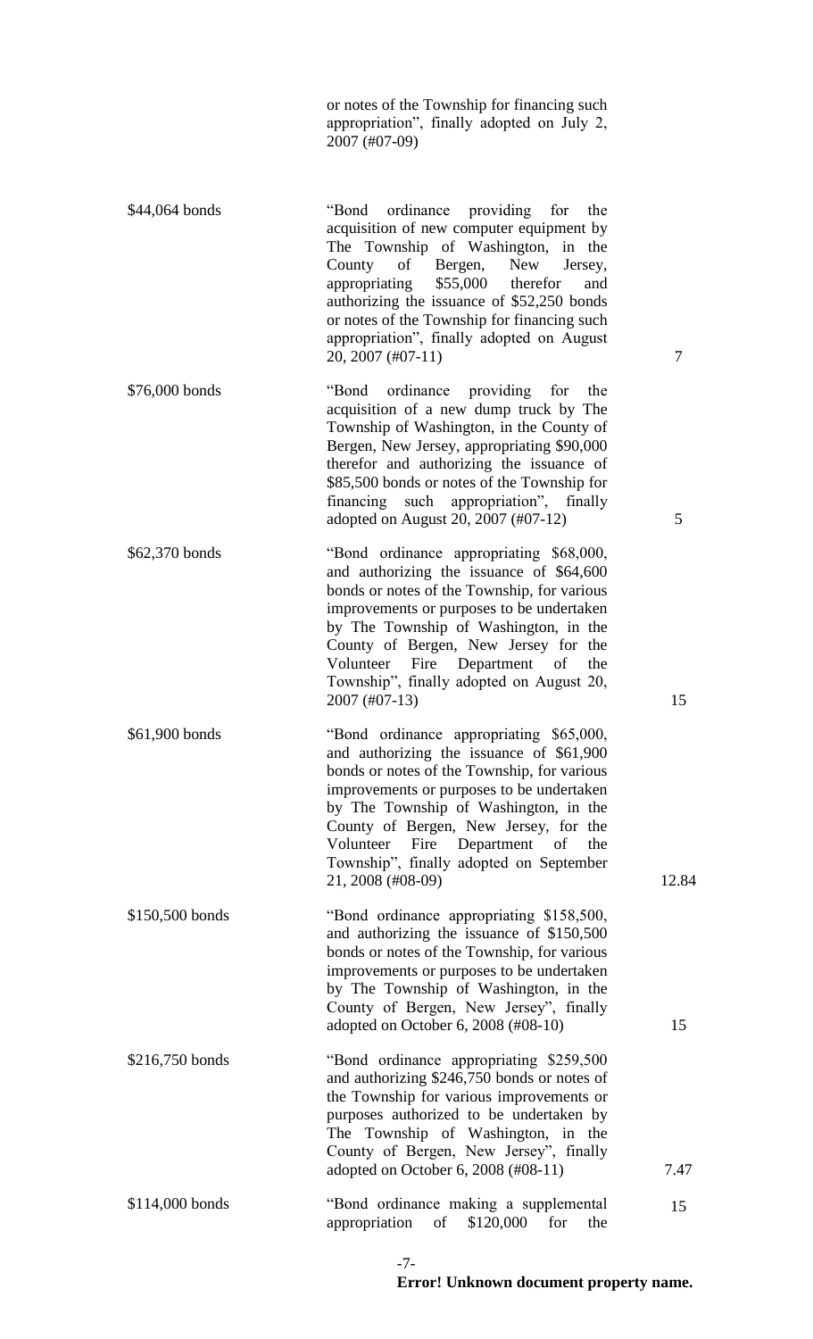| | | |
|---|---|---|
| | or notes of the Township for financing such appropriation", finally adopted on July 2, 2007 (#07-09) | |
| $44,064 bonds | "Bond ordinance providing for the acquisition of new computer equipment by The Township of Washington, in the County of Bergen, New Jersey, appropriating $55,000 therefor and authorizing the issuance of $52,250 bonds or notes of the Township for financing such appropriation", finally adopted on August 20, 2007 (#07-11) | 7 |
| $76,000 bonds | "Bond ordinance providing for the acquisition of a new dump truck by The Township of Washington, in the County of Bergen, New Jersey, appropriating $90,000 therefor and authorizing the issuance of $85,500 bonds or notes of the Township for financing such appropriation", finally adopted on August 20, 2007 (#07-12) | 5 |
| $62,370 bonds | "Bond ordinance appropriating $68,000, and authorizing the issuance of $64,600 bonds or notes of the Township, for various improvements or purposes to be undertaken by The Township of Washington, in the County of Bergen, New Jersey for the Volunteer Fire Department of the Township", finally adopted on August 20, 2007 (#07-13) | 15 |
| $61,900 bonds | "Bond ordinance appropriating $65,000, and authorizing the issuance of $61,900 bonds or notes of the Township, for various improvements or purposes to be undertaken by The Township of Washington, in the County of Bergen, New Jersey, for the Volunteer Fire Department of the Township", finally adopted on September 21, 2008 (#08-09) | 12.84 |
| $150,500 bonds | "Bond ordinance appropriating $158,500, and authorizing the issuance of $150,500 bonds or notes of the Township, for various improvements or purposes to be undertaken by The Township of Washington, in the County of Bergen, New Jersey", finally adopted on October 6, 2008 (#08-10) | 15 |
| $216,750 bonds | "Bond ordinance appropriating $259,500 and authorizing $246,750 bonds or notes of the Township for various improvements or purposes authorized to be undertaken by The Township of Washington, in the County of Bergen, New Jersey", finally adopted on October 6, 2008 (#08-11) | 7.47 |
| $114,000 bonds | "Bond ordinance making a supplemental appropriation of $120,000 for the | 15 |

Error! Unknown document property name.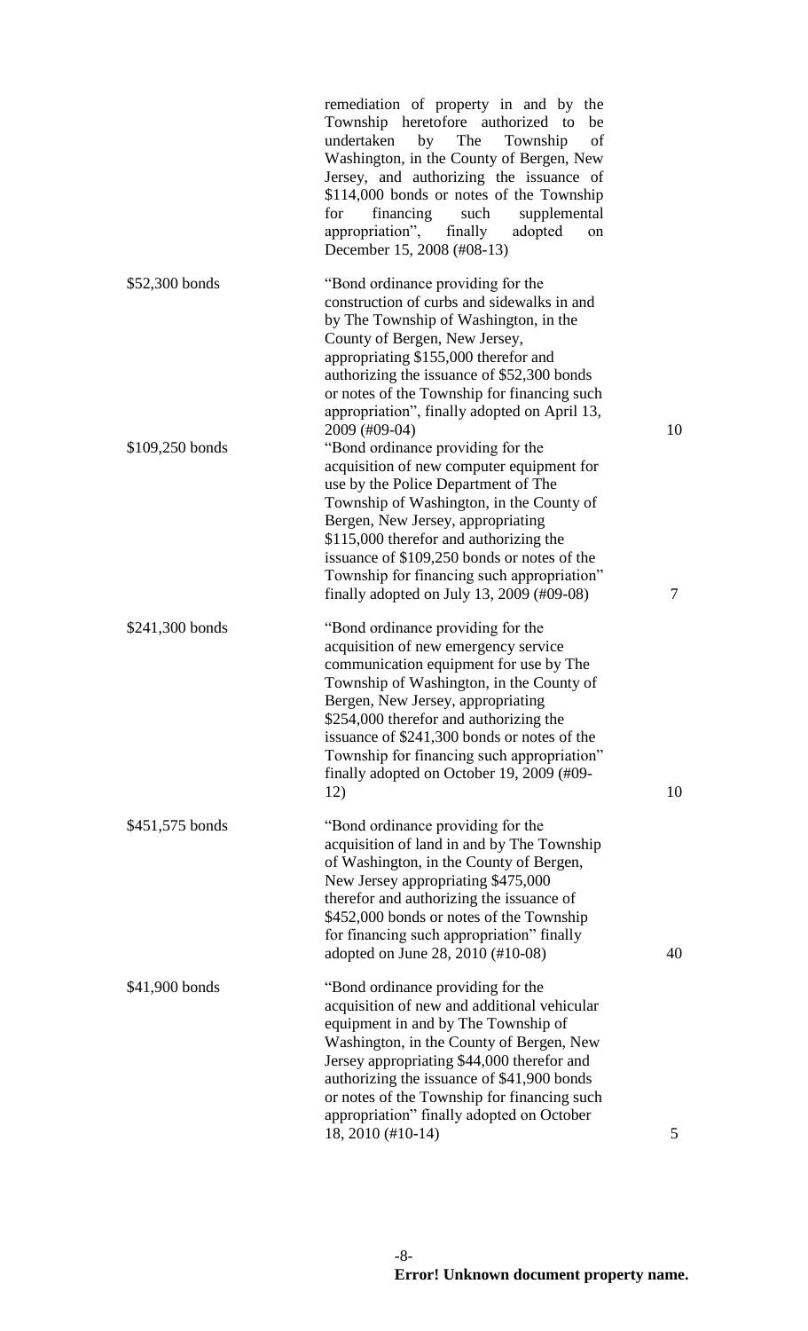| | | |
|---|---|---|
| | remediation of property in and by the Township heretofore authorized to be undertaken by The Township of Washington, in the County of Bergen, New Jersey, and authorizing the issuance of $114,000 bonds or notes of the Township for financing such supplemental appropriation", finally adopted on December 15, 2008 (#08-13) | |
| $52,300 bonds | "Bond ordinance providing for the construction of curbs and sidewalks in and by The Township of Washington, in the County of Bergen, New Jersey, appropriating $155,000 therefor and authorizing the issuance of $52,300 bonds or notes of the Township for financing such appropriation", finally adopted on April 13, 2009 (#09-04) | 10 |
| $109,250 bonds | "Bond ordinance providing for the acquisition of new computer equipment for use by the Police Department of The Township of Washington, in the County of Bergen, New Jersey, appropriating $115,000 therefor and authorizing the issuance of $109,250 bonds or notes of the Township for financing such appropriation" finally adopted on July 13, 2009 (#09-08) | 7 |
| $241,300 bonds | "Bond ordinance providing for the acquisition of new emergency service communication equipment for use by The Township of Washington, in the County of Bergen, New Jersey, appropriating $254,000 therefor and authorizing the issuance of $241,300 bonds or notes of the Township for financing such appropriation" finally adopted on October 19, 2009 (#09-12) | 10 |
| $451,575 bonds | "Bond ordinance providing for the acquisition of land in and by The Township of Washington, in the County of Bergen, New Jersey appropriating $475,000 therefor and authorizing the issuance of $452,000 bonds or notes of the Township for financing such appropriation" finally adopted on June 28, 2010 (#10-08) | 40 |
| $41,900 bonds | "Bond ordinance providing for the acquisition of new and additional vehicular equipment in and by The Township of Washington, in the County of Bergen, New Jersey appropriating $44,000 therefor and authorizing the issuance of $41,900 bonds or notes of the Township for financing such appropriation" finally adopted on October 18, 2010 (#10-14) | 5 |

**Error! Unknown document property name.**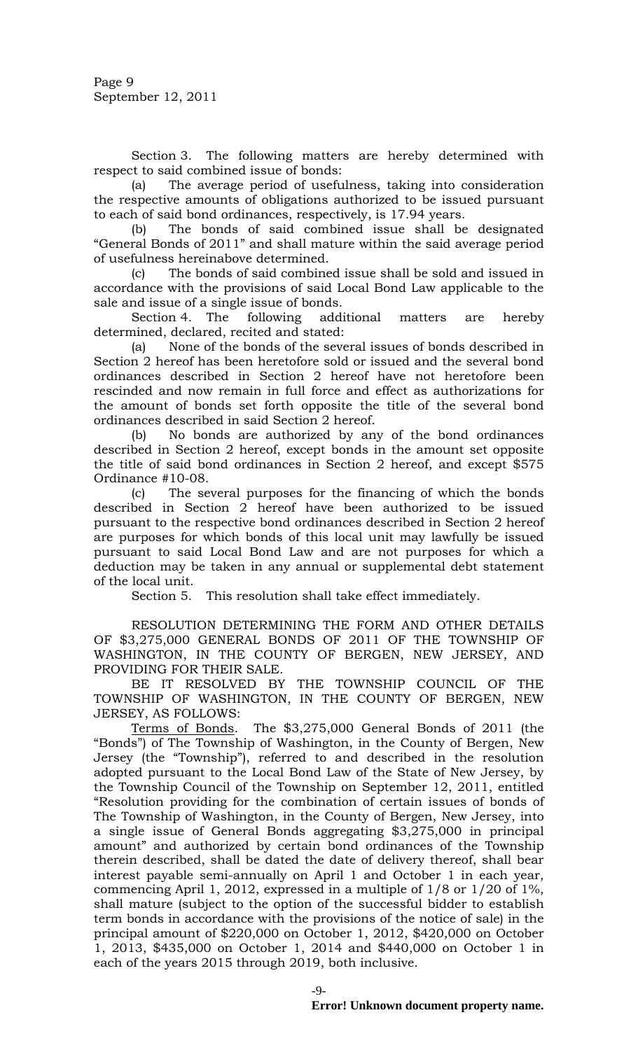Section 3. The following matters are hereby determined with respect to said combined issue of bonds:

(a) The average period of usefulness, taking into consideration the respective amounts of obligations authorized to be issued pursuant to each of said bond ordinances, respectively, is 17.94 years.

(b) The bonds of said combined issue shall be designated "General Bonds of 2011" and shall mature within the said average period of usefulness hereinabove determined.

(c) The bonds of said combined issue shall be sold and issued in accordance with the provisions of said Local Bond Law applicable to the sale and issue of a single issue of bonds.

Section 4. The following additional matters are hereby determined, declared, recited and stated:

(a) None of the bonds of the several issues of bonds described in Section 2 hereof has been heretofore sold or issued and the several bond ordinances described in Section 2 hereof have not heretofore been rescinded and now remain in full force and effect as authorizations for the amount of bonds set forth opposite the title of the several bond ordinances described in said Section 2 hereof.

(b) No bonds are authorized by any of the bond ordinances described in Section 2 hereof, except bonds in the amount set opposite the title of said bond ordinances in Section 2 hereof, and except $575 Ordinance #10-08.

(c) The several purposes for the financing of which the bonds described in Section 2 hereof have been authorized to be issued pursuant to the respective bond ordinances described in Section 2 hereof are purposes for which bonds of this local unit may lawfully be issued pursuant to said Local Bond Law and are not purposes for which a deduction may be taken in any annual or supplemental debt statement of the local unit.

Section 5. This resolution shall take effect immediately.

RESOLUTION DETERMINING THE FORM AND OTHER DETAILS OF $3,275,000 GENERAL BONDS OF 2011 OF THE TOWNSHIP OF WASHINGTON, IN THE COUNTY OF BERGEN, NEW JERSEY, AND PROVIDING FOR THEIR SALE.

BE IT RESOLVED BY THE TOWNSHIP COUNCIL OF THE TOWNSHIP OF WASHINGTON, IN THE COUNTY OF BERGEN, NEW JERSEY, AS FOLLOWS:

Terms of Bonds. The $3,275,000 General Bonds of 2011 (the "Bonds") of The Township of Washington, in the County of Bergen, New Jersey (the "Township"), referred to and described in the resolution adopted pursuant to the Local Bond Law of the State of New Jersey, by the Township Council of the Township on September 12, 2011, entitled "Resolution providing for the combination of certain issues of bonds of The Township of Washington, in the County of Bergen, New Jersey, into a single issue of General Bonds aggregating $3,275,000 in principal amount" and authorized by certain bond ordinances of the Township therein described, shall be dated the date of delivery thereof, shall bear interest payable semi-annually on April 1 and October 1 in each year, commencing April 1, 2012, expressed in a multiple of 1/8 or 1/20 of 1%, shall mature (subject to the option of the successful bidder to establish term bonds in accordance with the provisions of the notice of sale) in the principal amount of $220,000 on October 1, 2012, $420,000 on October 1, 2013, $435,000 on October 1, 2014 and $440,000 on October 1 in each of the years 2015 through 2019, both inclusive.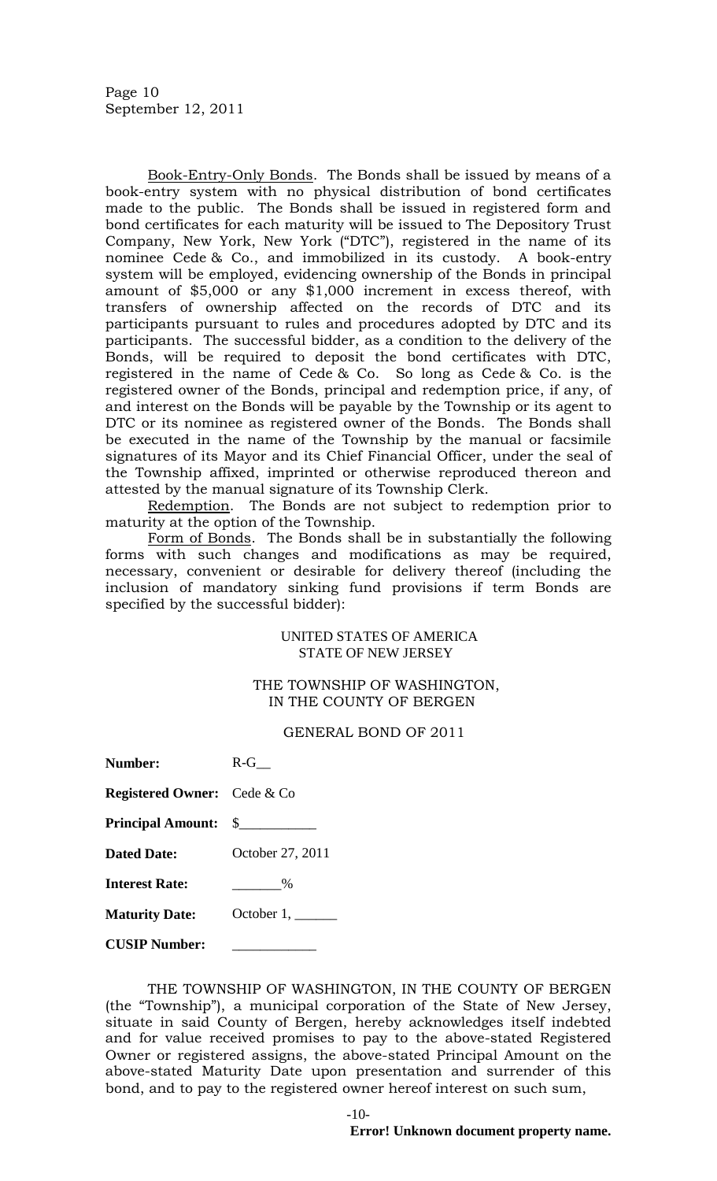Book-Entry-Only Bonds. The Bonds shall be issued by means of a book-entry system with no physical distribution of bond certificates made to the public. The Bonds shall be issued in registered form and bond certificates for each maturity will be issued to The Depository Trust Company, New York, New York ("DTC"), registered in the name of its nominee Cede & Co., and immobilized in its custody. A book-entry system will be employed, evidencing ownership of the Bonds in principal amount of $5,000 or any $1,000 increment in excess thereof, with transfers of ownership affected on the records of DTC and its participants pursuant to rules and procedures adopted by DTC and its participants. The successful bidder, as a condition to the delivery of the Bonds, will be required to deposit the bond certificates with DTC, registered in the name of Cede & Co. So long as Cede & Co. is the registered owner of the Bonds, principal and redemption price, if any, of and interest on the Bonds will be payable by the Township or its agent to DTC or its nominee as registered owner of the Bonds. The Bonds shall be executed in the name of the Township by the manual or facsimile signatures of its Mayor and its Chief Financial Officer, under the seal of the Township affixed, imprinted or otherwise reproduced thereon and attested by the manual signature of its Township Clerk.

Redemption. The Bonds are not subject to redemption prior to maturity at the option of the Township.

Form of Bonds. The Bonds shall be in substantially the following forms with such changes and modifications as may be required, necessary, convenient or desirable for delivery thereof (including the inclusion of mandatory sinking fund provisions if term Bonds are specified by the successful bidder):

UNITED STATES OF AMERICA
STATE OF NEW JERSEY

THE TOWNSHIP OF WASHINGTON,
IN THE COUNTY OF BERGEN

GENERAL BOND OF 2011

**Number:** R-G__

**Registered Owner:** Cede & Co

**Principal Amount:** $__________

**Dated Date:** October 27, 2011

**Interest Rate:** ______%

**Maturity Date:** October 1, ______

**CUSIP Number:** ___________

THE TOWNSHIP OF WASHINGTON, IN THE COUNTY OF BERGEN (the "Township"), a municipal corporation of the State of New Jersey, situate in said County of Bergen, hereby acknowledges itself indebted and for value received promises to pay to the above-stated Registered Owner or registered assigns, the above-stated Principal Amount on the above-stated Maturity Date upon presentation and surrender of this bond, and to pay to the registered owner hereof interest on such sum,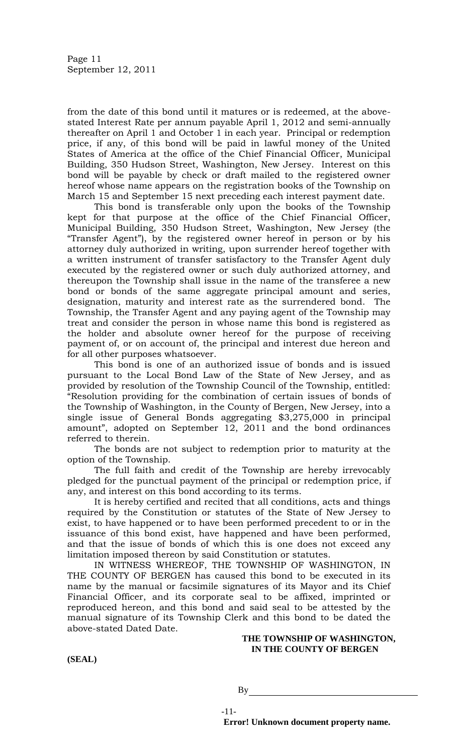from the date of this bond until it matures or is redeemed, at the above-stated Interest Rate per annum payable April 1, 2012 and semi-annually thereafter on April 1 and October 1 in each year. Principal or redemption price, if any, of this bond will be paid in lawful money of the United States of America at the office of the Chief Financial Officer, Municipal Building, 350 Hudson Street, Washington, New Jersey. Interest on this bond will be payable by check or draft mailed to the registered owner hereof whose name appears on the registration books of the Township on March 15 and September 15 next preceding each interest payment date.

This bond is transferable only upon the books of the Township kept for that purpose at the office of the Chief Financial Officer, Municipal Building, 350 Hudson Street, Washington, New Jersey (the "Transfer Agent"), by the registered owner hereof in person or by his attorney duly authorized in writing, upon surrender hereof together with a written instrument of transfer satisfactory to the Transfer Agent duly executed by the registered owner or such duly authorized attorney, and thereupon the Township shall issue in the name of the transferee a new bond or bonds of the same aggregate principal amount and series, designation, maturity and interest rate as the surrendered bond. The Township, the Transfer Agent and any paying agent of the Township may treat and consider the person in whose name this bond is registered as the holder and absolute owner hereof for the purpose of receiving payment of, or on account of, the principal and interest due hereon and for all other purposes whatsoever.

This bond is one of an authorized issue of bonds and is issued pursuant to the Local Bond Law of the State of New Jersey, and as provided by resolution of the Township Council of the Township, entitled: "Resolution providing for the combination of certain issues of bonds of the Township of Washington, in the County of Bergen, New Jersey, into a single issue of General Bonds aggregating $3,275,000 in principal amount", adopted on September 12, 2011 and the bond ordinances referred to therein.

The bonds are not subject to redemption prior to maturity at the option of the Township.

The full faith and credit of the Township are hereby irrevocably pledged for the punctual payment of the principal or redemption price, if any, and interest on this bond according to its terms.

It is hereby certified and recited that all conditions, acts and things required by the Constitution or statutes of the State of New Jersey to exist, to have happened or to have been performed precedent to or in the issuance of this bond exist, have happened and have been performed, and that the issue of bonds of which this is one does not exceed any limitation imposed thereon by said Constitution or statutes.

IN WITNESS WHEREOF, THE TOWNSHIP OF WASHINGTON, IN THE COUNTY OF BERGEN has caused this bond to be executed in its name by the manual or facsimile signatures of its Mayor and its Chief Financial Officer, and its corporate seal to be affixed, imprinted or reproduced hereon, and this bond and said seal to be attested by the manual signature of its Township Clerk and this bond to be dated the above-stated Dated Date.

**THE TOWNSHIP OF WASHINGTON, IN THE COUNTY OF BERGEN**

**(SEAL)**

By\_\_\_\_\_\_\_\_\_\_\_\_\_\_\_\_\_\_\_\_\_\_\_\_\_\_\_\_\_\_\_\_\_\_\_\_

**Error! Unknown document property name.**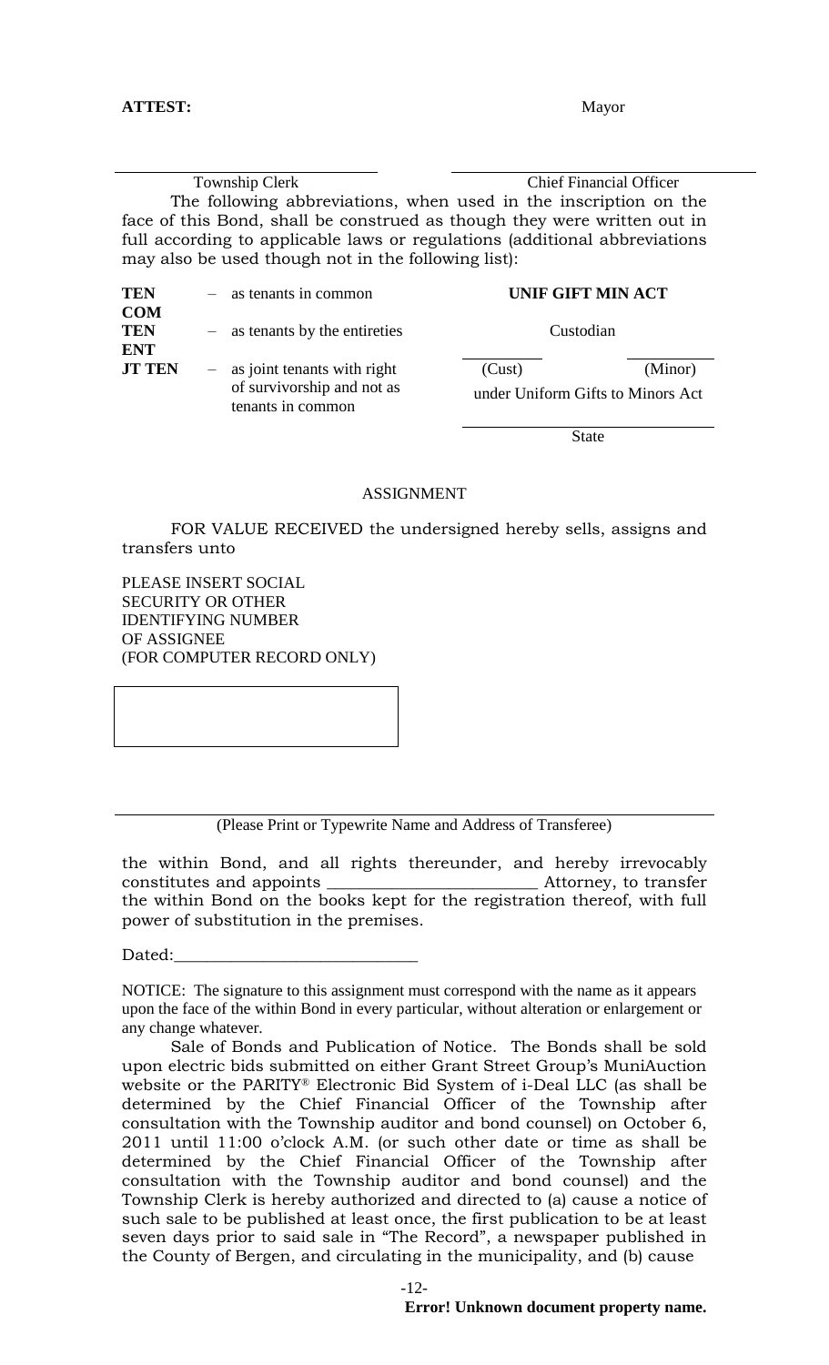**ATTEST:** Mayor

\_\_\_\_\_\_\_\_\_\_\_\_\_\_\_\_\_\_\_\_\_\_\_\_\_\_\_\_
Township Clerk

\_\_\_\_\_\_\_\_\_\_\_\_\_\_\_\_\_\_\_\_\_\_\_\_\_\_\_\_
Chief Financial Officer

The following abbreviations, when used in the inscription on the face of this Bond, shall be construed as though they were written out in full according to applicable laws or regulations (additional abbreviations may also be used though not in the following list):

| | | |
|---|---|---|
| **TEN COM** | – as tenants in common | **UNIF GIFT MIN ACT** |
| **TEN ENT** | – as tenants by the entireties | Custodian |
| **JT TEN** | – as joint tenants with right of survivorship and not as tenants in common | (Cust) (Minor) under Uniform Gifts to Minors Act |
| | | State |

ASSIGNMENT

FOR VALUE RECEIVED the undersigned hereby sells, assigns and transfers unto

PLEASE INSERT SOCIAL SECURITY OR OTHER IDENTIFYING NUMBER OF ASSIGNEE (FOR COMPUTER RECORD ONLY)

(Please Print or Typewrite Name and Address of Transferee)

the within Bond, and all rights thereunder, and hereby irrevocably constitutes and appoints \_\_\_\_\_\_\_\_\_\_\_\_\_\_\_\_\_\_\_\_\_\_\_\_\_ Attorney, to transfer the within Bond on the books kept for the registration thereof, with full power of substitution in the premises.

Dated:\_\_\_\_\_\_\_\_\_\_\_\_\_\_\_\_\_\_\_\_\_\_\_\_\_\_\_\_

NOTICE: The signature to this assignment must correspond with the name as it appears upon the face of the within Bond in every particular, without alteration or enlargement or any change whatever.

Sale of Bonds and Publication of Notice. The Bonds shall be sold upon electric bids submitted on either Grant Street Group's MuniAuction website or the PARITY® Electronic Bid System of i-Deal LLC (as shall be determined by the Chief Financial Officer of the Township after consultation with the Township auditor and bond counsel) on October 6, 2011 until 11:00 o'clock A.M. (or such other date or time as shall be determined by the Chief Financial Officer of the Township after consultation with the Township auditor and bond counsel) and the Township Clerk is hereby authorized and directed to (a) cause a notice of such sale to be published at least once, the first publication to be at least seven days prior to said sale in "The Record", a newspaper published in the County of Bergen, and circulating in the municipality, and (b) cause

**Error! Unknown document property name.**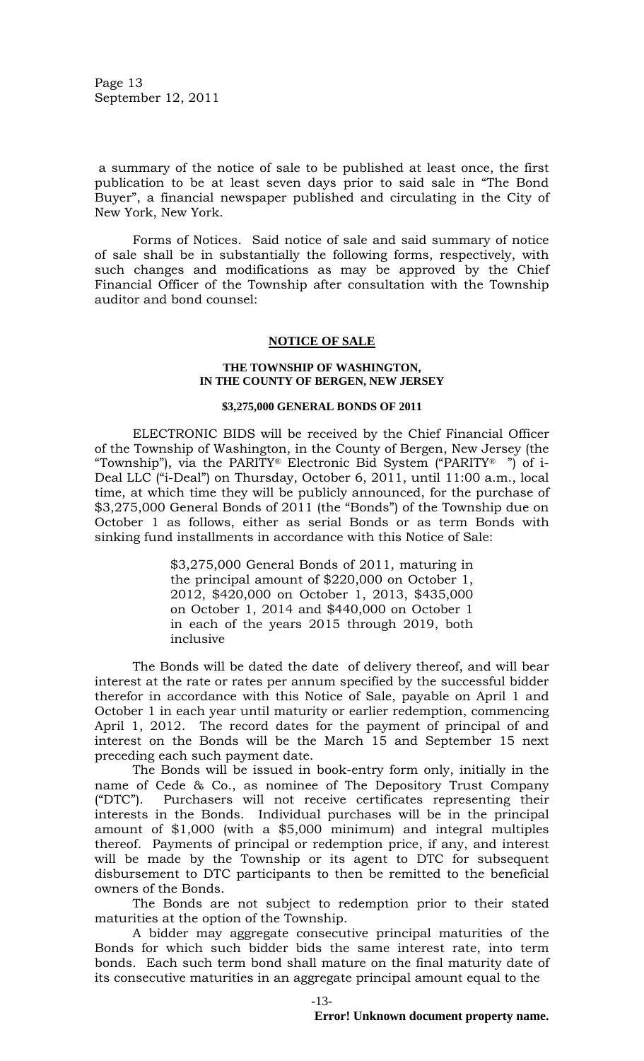a summary of the notice of sale to be published at least once, the first publication to be at least seven days prior to said sale in "The Bond Buyer", a financial newspaper published and circulating in the City of New York, New York.

Forms of Notices. Said notice of sale and said summary of notice of sale shall be in substantially the following forms, respectively, with such changes and modifications as may be approved by the Chief Financial Officer of the Township after consultation with the Township auditor and bond counsel:

## NOTICE OF SALE

### THE TOWNSHIP OF WASHINGTON, IN THE COUNTY OF BERGEN, NEW JERSEY

### $3,275,000 GENERAL BONDS OF 2011

ELECTRONIC BIDS will be received by the Chief Financial Officer of the Township of Washington, in the County of Bergen, New Jersey (the "Township"), via the PARITY® Electronic Bid System ("PARITY® ") of i-Deal LLC ("i-Deal") on Thursday, October 6, 2011, until 11:00 a.m., local time, at which time they will be publicly announced, for the purchase of $3,275,000 General Bonds of 2011 (the "Bonds") of the Township due on October 1 as follows, either as serial Bonds or as term Bonds with sinking fund installments in accordance with this Notice of Sale:

> $3,275,000 General Bonds of 2011, maturing in the principal amount of $220,000 on October 1, 2012, $420,000 on October 1, 2013, $435,000 on October 1, 2014 and $440,000 on October 1 in each of the years 2015 through 2019, both inclusive

The Bonds will be dated the date of delivery thereof, and will bear interest at the rate or rates per annum specified by the successful bidder therefor in accordance with this Notice of Sale, payable on April 1 and October 1 in each year until maturity or earlier redemption, commencing April 1, 2012. The record dates for the payment of principal of and interest on the Bonds will be the March 15 and September 15 next preceding each such payment date.

The Bonds will be issued in book-entry form only, initially in the name of Cede & Co., as nominee of The Depository Trust Company ("DTC"). Purchasers will not receive certificates representing their interests in the Bonds. Individual purchases will be in the principal amount of $1,000 (with a $5,000 minimum) and integral multiples thereof. Payments of principal or redemption price, if any, and interest will be made by the Township or its agent to DTC for subsequent disbursement to DTC participants to then be remitted to the beneficial owners of the Bonds.

The Bonds are not subject to redemption prior to their stated maturities at the option of the Township.

A bidder may aggregate consecutive principal maturities of the Bonds for which such bidder bids the same interest rate, into term bonds. Each such term bond shall mature on the final maturity date of its consecutive maturities in an aggregate principal amount equal to the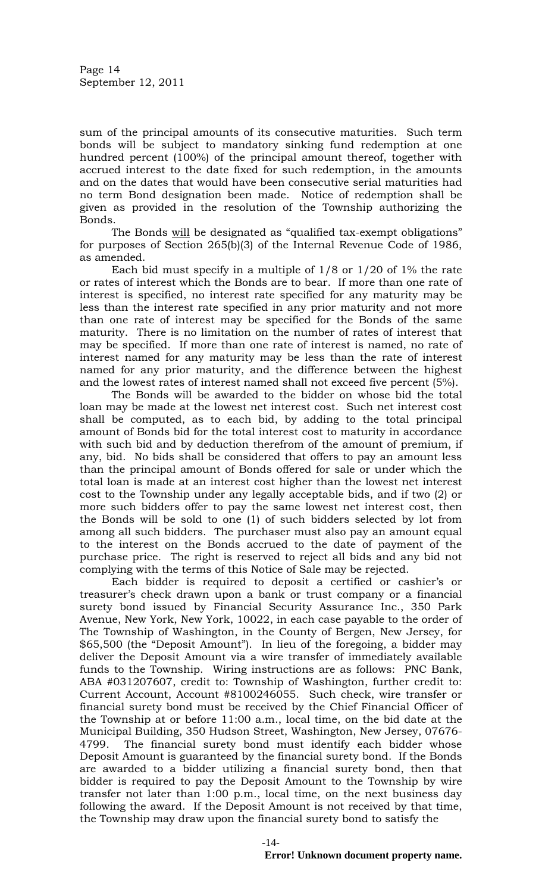sum of the principal amounts of its consecutive maturities. Such term bonds will be subject to mandatory sinking fund redemption at one hundred percent (100%) of the principal amount thereof, together with accrued interest to the date fixed for such redemption, in the amounts and on the dates that would have been consecutive serial maturities had no term Bond designation been made. Notice of redemption shall be given as provided in the resolution of the Township authorizing the Bonds.

The Bonds will be designated as "qualified tax-exempt obligations" for purposes of Section 265(b)(3) of the Internal Revenue Code of 1986, as amended.

Each bid must specify in a multiple of 1/8 or 1/20 of 1% the rate or rates of interest which the Bonds are to bear. If more than one rate of interest is specified, no interest rate specified for any maturity may be less than the interest rate specified in any prior maturity and not more than one rate of interest may be specified for the Bonds of the same maturity. There is no limitation on the number of rates of interest that may be specified. If more than one rate of interest is named, no rate of interest named for any maturity may be less than the rate of interest named for any prior maturity, and the difference between the highest and the lowest rates of interest named shall not exceed five percent (5%).

The Bonds will be awarded to the bidder on whose bid the total loan may be made at the lowest net interest cost. Such net interest cost shall be computed, as to each bid, by adding to the total principal amount of Bonds bid for the total interest cost to maturity in accordance with such bid and by deduction therefrom of the amount of premium, if any, bid. No bids shall be considered that offers to pay an amount less than the principal amount of Bonds offered for sale or under which the total loan is made at an interest cost higher than the lowest net interest cost to the Township under any legally acceptable bids, and if two (2) or more such bidders offer to pay the same lowest net interest cost, then the Bonds will be sold to one (1) of such bidders selected by lot from among all such bidders. The purchaser must also pay an amount equal to the interest on the Bonds accrued to the date of payment of the purchase price. The right is reserved to reject all bids and any bid not complying with the terms of this Notice of Sale may be rejected.

Each bidder is required to deposit a certified or cashier's or treasurer's check drawn upon a bank or trust company or a financial surety bond issued by Financial Security Assurance Inc., 350 Park Avenue, New York, New York, 10022, in each case payable to the order of The Township of Washington, in the County of Bergen, New Jersey, for $65,500 (the "Deposit Amount"). In lieu of the foregoing, a bidder may deliver the Deposit Amount via a wire transfer of immediately available funds to the Township. Wiring instructions are as follows: PNC Bank, ABA #031207607, credit to: Township of Washington, further credit to: Current Account, Account #8100246055. Such check, wire transfer or financial surety bond must be received by the Chief Financial Officer of the Township at or before 11:00 a.m., local time, on the bid date at the Municipal Building, 350 Hudson Street, Washington, New Jersey, 07676-4799. The financial surety bond must identify each bidder whose Deposit Amount is guaranteed by the financial surety bond. If the Bonds are awarded to a bidder utilizing a financial surety bond, then that bidder is required to pay the Deposit Amount to the Township by wire transfer not later than 1:00 p.m., local time, on the next business day following the award. If the Deposit Amount is not received by that time, the Township may draw upon the financial surety bond to satisfy the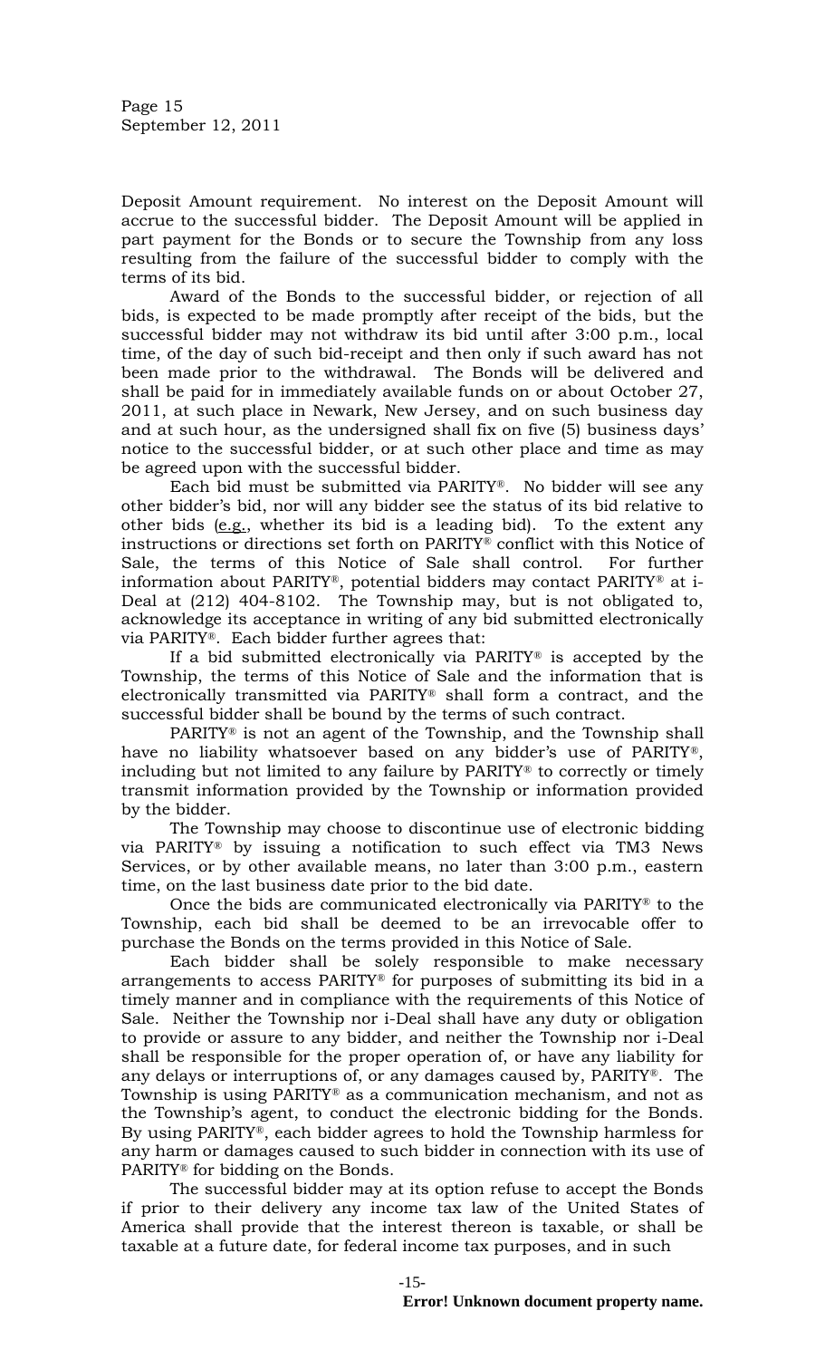Deposit Amount requirement. No interest on the Deposit Amount will accrue to the successful bidder. The Deposit Amount will be applied in part payment for the Bonds or to secure the Township from any loss resulting from the failure of the successful bidder to comply with the terms of its bid.

Award of the Bonds to the successful bidder, or rejection of all bids, is expected to be made promptly after receipt of the bids, but the successful bidder may not withdraw its bid until after 3:00 p.m., local time, of the day of such bid-receipt and then only if such award has not been made prior to the withdrawal. The Bonds will be delivered and shall be paid for in immediately available funds on or about October 27, 2011, at such place in Newark, New Jersey, and on such business day and at such hour, as the undersigned shall fix on five (5) business days' notice to the successful bidder, or at such other place and time as may be agreed upon with the successful bidder.

Each bid must be submitted via PARITY®. No bidder will see any other bidder's bid, nor will any bidder see the status of its bid relative to other bids (e.g., whether its bid is a leading bid). To the extent any instructions or directions set forth on PARITY® conflict with this Notice of Sale, the terms of this Notice of Sale shall control. For further information about PARITY®, potential bidders may contact PARITY® at i-Deal at (212) 404-8102. The Township may, but is not obligated to, acknowledge its acceptance in writing of any bid submitted electronically via PARITY®. Each bidder further agrees that:

If a bid submitted electronically via PARITY® is accepted by the Township, the terms of this Notice of Sale and the information that is electronically transmitted via PARITY® shall form a contract, and the successful bidder shall be bound by the terms of such contract.

PARITY® is not an agent of the Township, and the Township shall have no liability whatsoever based on any bidder's use of PARITY®, including but not limited to any failure by PARITY® to correctly or timely transmit information provided by the Township or information provided by the bidder.

The Township may choose to discontinue use of electronic bidding via PARITY® by issuing a notification to such effect via TM3 News Services, or by other available means, no later than 3:00 p.m., eastern time, on the last business date prior to the bid date.

Once the bids are communicated electronically via PARITY® to the Township, each bid shall be deemed to be an irrevocable offer to purchase the Bonds on the terms provided in this Notice of Sale.

Each bidder shall be solely responsible to make necessary arrangements to access PARITY® for purposes of submitting its bid in a timely manner and in compliance with the requirements of this Notice of Sale. Neither the Township nor i-Deal shall have any duty or obligation to provide or assure to any bidder, and neither the Township nor i-Deal shall be responsible for the proper operation of, or have any liability for any delays or interruptions of, or any damages caused by, PARITY®. The Township is using PARITY® as a communication mechanism, and not as the Township's agent, to conduct the electronic bidding for the Bonds. By using PARITY®, each bidder agrees to hold the Township harmless for any harm or damages caused to such bidder in connection with its use of PARITY® for bidding on the Bonds.

The successful bidder may at its option refuse to accept the Bonds if prior to their delivery any income tax law of the United States of America shall provide that the interest thereon is taxable, or shall be taxable at a future date, for federal income tax purposes, and in such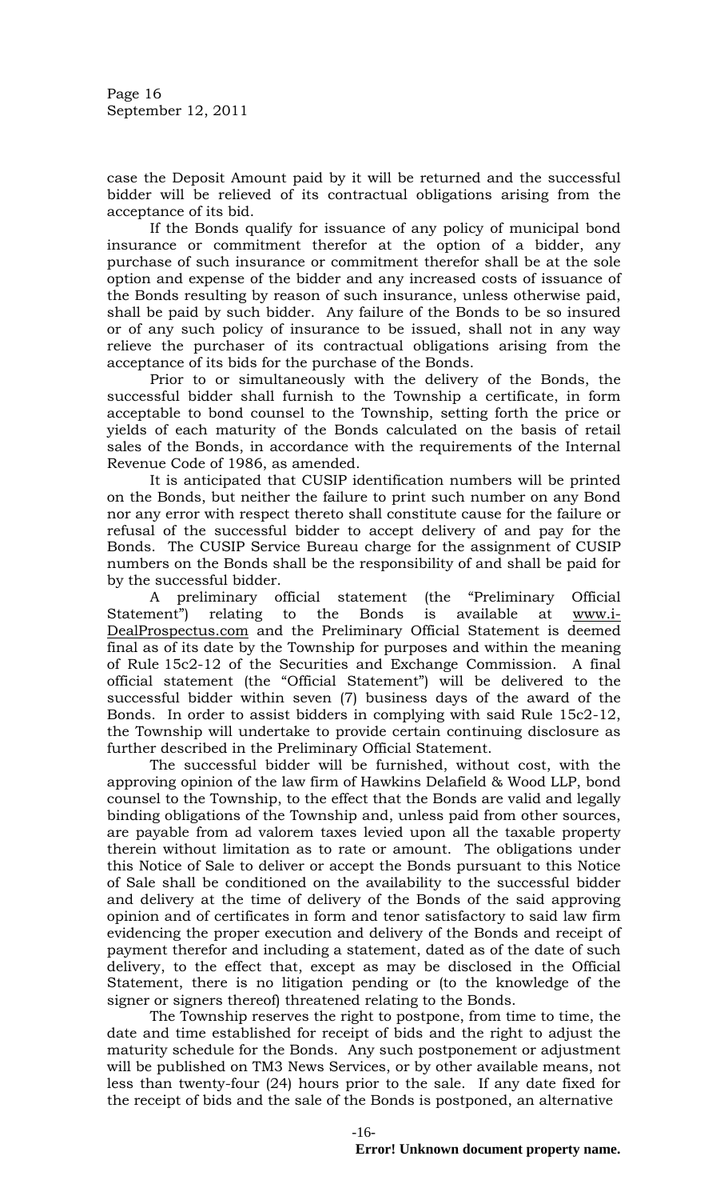case the Deposit Amount paid by it will be returned and the successful bidder will be relieved of its contractual obligations arising from the acceptance of its bid.

If the Bonds qualify for issuance of any policy of municipal bond insurance or commitment therefor at the option of a bidder, any purchase of such insurance or commitment therefor shall be at the sole option and expense of the bidder and any increased costs of issuance of the Bonds resulting by reason of such insurance, unless otherwise paid, shall be paid by such bidder. Any failure of the Bonds to be so insured or of any such policy of insurance to be issued, shall not in any way relieve the purchaser of its contractual obligations arising from the acceptance of its bids for the purchase of the Bonds.

Prior to or simultaneously with the delivery of the Bonds, the successful bidder shall furnish to the Township a certificate, in form acceptable to bond counsel to the Township, setting forth the price or yields of each maturity of the Bonds calculated on the basis of retail sales of the Bonds, in accordance with the requirements of the Internal Revenue Code of 1986, as amended.

It is anticipated that CUSIP identification numbers will be printed on the Bonds, but neither the failure to print such number on any Bond nor any error with respect thereto shall constitute cause for the failure or refusal of the successful bidder to accept delivery of and pay for the Bonds. The CUSIP Service Bureau charge for the assignment of CUSIP numbers on the Bonds shall be the responsibility of and shall be paid for by the successful bidder.

A preliminary official statement (the "Preliminary Official Statement") relating to the Bonds is available at www.i-DealProspectus.com and the Preliminary Official Statement is deemed final as of its date by the Township for purposes and within the meaning of Rule 15c2-12 of the Securities and Exchange Commission. A final official statement (the "Official Statement") will be delivered to the successful bidder within seven (7) business days of the award of the Bonds. In order to assist bidders in complying with said Rule 15c2-12, the Township will undertake to provide certain continuing disclosure as further described in the Preliminary Official Statement.

The successful bidder will be furnished, without cost, with the approving opinion of the law firm of Hawkins Delafield & Wood LLP, bond counsel to the Township, to the effect that the Bonds are valid and legally binding obligations of the Township and, unless paid from other sources, are payable from ad valorem taxes levied upon all the taxable property therein without limitation as to rate or amount. The obligations under this Notice of Sale to deliver or accept the Bonds pursuant to this Notice of Sale shall be conditioned on the availability to the successful bidder and delivery at the time of delivery of the Bonds of the said approving opinion and of certificates in form and tenor satisfactory to said law firm evidencing the proper execution and delivery of the Bonds and receipt of payment therefor and including a statement, dated as of the date of such delivery, to the effect that, except as may be disclosed in the Official Statement, there is no litigation pending or (to the knowledge of the signer or signers thereof) threatened relating to the Bonds.

The Township reserves the right to postpone, from time to time, the date and time established for receipt of bids and the right to adjust the maturity schedule for the Bonds. Any such postponement or adjustment will be published on TM3 News Services, or by other available means, not less than twenty-four (24) hours prior to the sale. If any date fixed for the receipt of bids and the sale of the Bonds is postponed, an alternative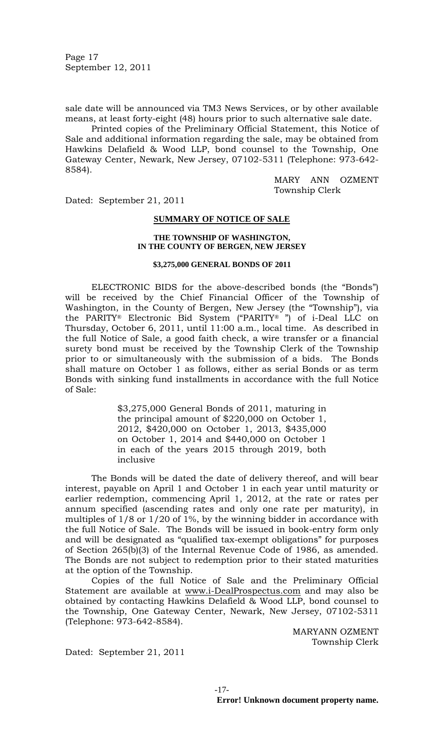sale date will be announced via TM3 News Services, or by other available means, at least forty-eight (48) hours prior to such alternative sale date.

Printed copies of the Preliminary Official Statement, this Notice of Sale and additional information regarding the sale, may be obtained from Hawkins Delafield & Wood LLP, bond counsel to the Township, One Gateway Center, Newark, New Jersey, 07102-5311 (Telephone: 973-642-8584).

MARY ANN OZMENT
Township Clerk

Dated: September 21, 2011

## SUMMARY OF NOTICE OF SALE

### THE TOWNSHIP OF WASHINGTON, IN THE COUNTY OF BERGEN, NEW JERSEY

### $3,275,000 GENERAL BONDS OF 2011

ELECTRONIC BIDS for the above-described bonds (the "Bonds") will be received by the Chief Financial Officer of the Township of Washington, in the County of Bergen, New Jersey (the "Township"), via the PARITY® Electronic Bid System ("PARITY® ") of i-Deal LLC on Thursday, October 6, 2011, until 11:00 a.m., local time. As described in the full Notice of Sale, a good faith check, a wire transfer or a financial surety bond must be received by the Township Clerk of the Township prior to or simultaneously with the submission of a bids. The Bonds shall mature on October 1 as follows, either as serial Bonds or as term Bonds with sinking fund installments in accordance with the full Notice of Sale:

> $3,275,000 General Bonds of 2011, maturing in the principal amount of $220,000 on October 1, 2012, $420,000 on October 1, 2013, $435,000 on October 1, 2014 and $440,000 on October 1 in each of the years 2015 through 2019, both inclusive

The Bonds will be dated the date of delivery thereof, and will bear interest, payable on April 1 and October 1 in each year until maturity or earlier redemption, commencing April 1, 2012, at the rate or rates per annum specified (ascending rates and only one rate per maturity), in multiples of 1/8 or 1/20 of 1%, by the winning bidder in accordance with the full Notice of Sale. The Bonds will be issued in book-entry form only and will be designated as "qualified tax-exempt obligations" for purposes of Section 265(b)(3) of the Internal Revenue Code of 1986, as amended. The Bonds are not subject to redemption prior to their stated maturities at the option of the Township.

Copies of the full Notice of Sale and the Preliminary Official Statement are available at www.i-DealProspectus.com and may also be obtained by contacting Hawkins Delafield & Wood LLP, bond counsel to the Township, One Gateway Center, Newark, New Jersey, 07102-5311 (Telephone: 973-642-8584).

MARYANN OZMENT
Township Clerk

Dated: September 21, 2011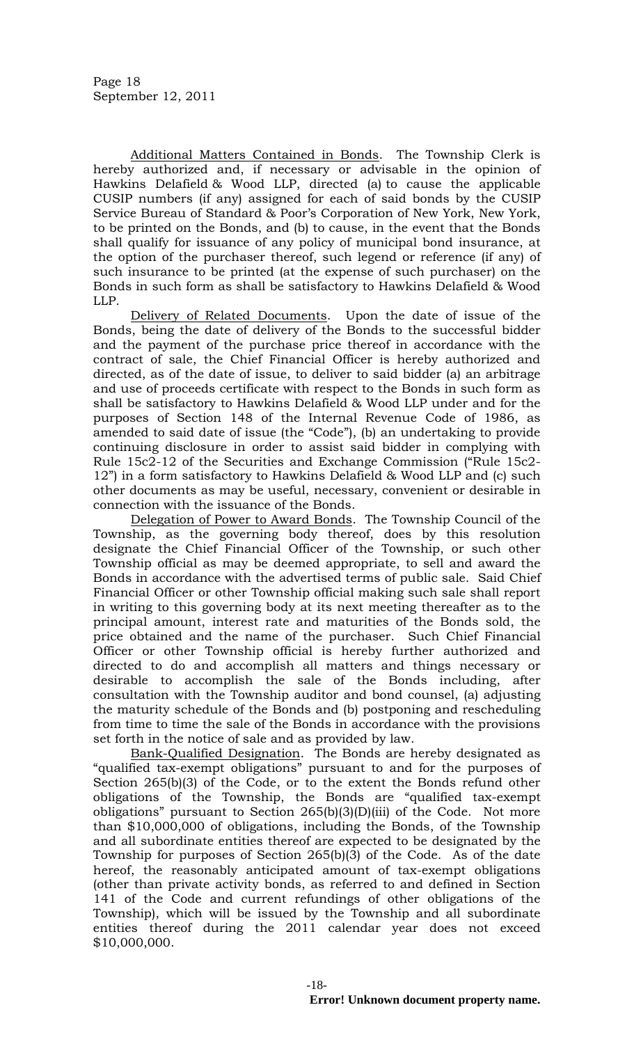Additional Matters Contained in Bonds. The Township Clerk is hereby authorized and, if necessary or advisable in the opinion of Hawkins Delafield & Wood LLP, directed (a) to cause the applicable CUSIP numbers (if any) assigned for each of said bonds by the CUSIP Service Bureau of Standard & Poor's Corporation of New York, New York, to be printed on the Bonds, and (b) to cause, in the event that the Bonds shall qualify for issuance of any policy of municipal bond insurance, at the option of the purchaser thereof, such legend or reference (if any) of such insurance to be printed (at the expense of such purchaser) on the Bonds in such form as shall be satisfactory to Hawkins Delafield & Wood LLP.

Delivery of Related Documents. Upon the date of issue of the Bonds, being the date of delivery of the Bonds to the successful bidder and the payment of the purchase price thereof in accordance with the contract of sale, the Chief Financial Officer is hereby authorized and directed, as of the date of issue, to deliver to said bidder (a) an arbitrage and use of proceeds certificate with respect to the Bonds in such form as shall be satisfactory to Hawkins Delafield & Wood LLP under and for the purposes of Section 148 of the Internal Revenue Code of 1986, as amended to said date of issue (the "Code"), (b) an undertaking to provide continuing disclosure in order to assist said bidder in complying with Rule 15c2-12 of the Securities and Exchange Commission ("Rule 15c2-12") in a form satisfactory to Hawkins Delafield & Wood LLP and (c) such other documents as may be useful, necessary, convenient or desirable in connection with the issuance of the Bonds.

Delegation of Power to Award Bonds. The Township Council of the Township, as the governing body thereof, does by this resolution designate the Chief Financial Officer of the Township, or such other Township official as may be deemed appropriate, to sell and award the Bonds in accordance with the advertised terms of public sale. Said Chief Financial Officer or other Township official making such sale shall report in writing to this governing body at its next meeting thereafter as to the principal amount, interest rate and maturities of the Bonds sold, the price obtained and the name of the purchaser. Such Chief Financial Officer or other Township official is hereby further authorized and directed to do and accomplish all matters and things necessary or desirable to accomplish the sale of the Bonds including, after consultation with the Township auditor and bond counsel, (a) adjusting the maturity schedule of the Bonds and (b) postponing and rescheduling from time to time the sale of the Bonds in accordance with the provisions set forth in the notice of sale and as provided by law.

Bank-Qualified Designation. The Bonds are hereby designated as "qualified tax-exempt obligations" pursuant to and for the purposes of Section 265(b)(3) of the Code, or to the extent the Bonds refund other obligations of the Township, the Bonds are "qualified tax-exempt obligations" pursuant to Section 265(b)(3)(D)(iii) of the Code. Not more than $10,000,000 of obligations, including the Bonds, of the Township and all subordinate entities thereof are expected to be designated by the Township for purposes of Section 265(b)(3) of the Code. As of the date hereof, the reasonably anticipated amount of tax-exempt obligations (other than private activity bonds, as referred to and defined in Section 141 of the Code and current refundings of other obligations of the Township), which will be issued by the Township and all subordinate entities thereof during the 2011 calendar year does not exceed $10,000,000.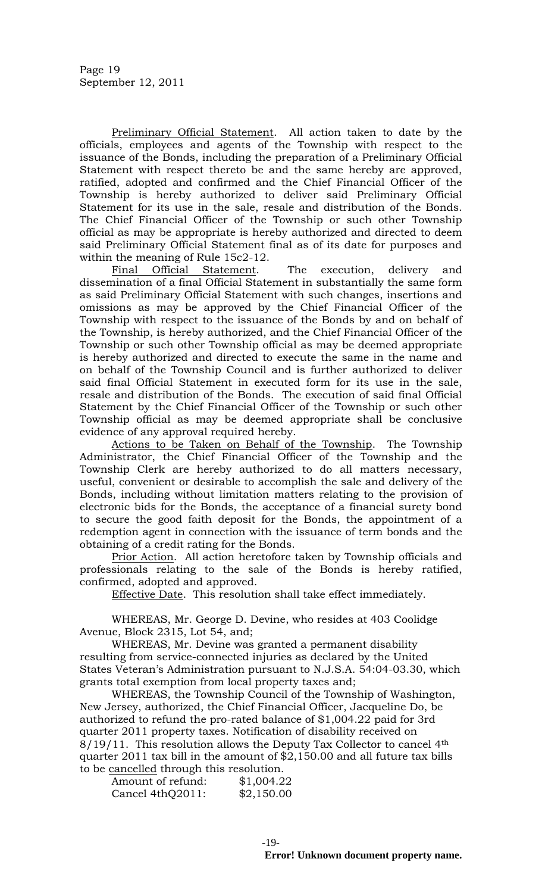Preliminary Official Statement. All action taken to date by the officials, employees and agents of the Township with respect to the issuance of the Bonds, including the preparation of a Preliminary Official Statement with respect thereto be and the same hereby are approved, ratified, adopted and confirmed and the Chief Financial Officer of the Township is hereby authorized to deliver said Preliminary Official Statement for its use in the sale, resale and distribution of the Bonds. The Chief Financial Officer of the Township or such other Township official as may be appropriate is hereby authorized and directed to deem said Preliminary Official Statement final as of its date for purposes and within the meaning of Rule 15c2-12.

Final Official Statement. The execution, delivery and dissemination of a final Official Statement in substantially the same form as said Preliminary Official Statement with such changes, insertions and omissions as may be approved by the Chief Financial Officer of the Township with respect to the issuance of the Bonds by and on behalf of the Township, is hereby authorized, and the Chief Financial Officer of the Township or such other Township official as may be deemed appropriate is hereby authorized and directed to execute the same in the name and on behalf of the Township Council and is further authorized to deliver said final Official Statement in executed form for its use in the sale, resale and distribution of the Bonds. The execution of said final Official Statement by the Chief Financial Officer of the Township or such other Township official as may be deemed appropriate shall be conclusive evidence of any approval required hereby.

Actions to be Taken on Behalf of the Township. The Township Administrator, the Chief Financial Officer of the Township and the Township Clerk are hereby authorized to do all matters necessary, useful, convenient or desirable to accomplish the sale and delivery of the Bonds, including without limitation matters relating to the provision of electronic bids for the Bonds, the acceptance of a financial surety bond to secure the good faith deposit for the Bonds, the appointment of a redemption agent in connection with the issuance of term bonds and the obtaining of a credit rating for the Bonds.

Prior Action. All action heretofore taken by Township officials and professionals relating to the sale of the Bonds is hereby ratified, confirmed, adopted and approved.

Effective Date. This resolution shall take effect immediately.

WHEREAS, Mr. George D. Devine, who resides at 403 Coolidge Avenue, Block 2315, Lot 54, and;

WHEREAS, Mr. Devine was granted a permanent disability resulting from service-connected injuries as declared by the United States Veteran's Administration pursuant to N.J.S.A. 54:04-03.30, which grants total exemption from local property taxes and;

WHEREAS, the Township Council of the Township of Washington, New Jersey, authorized, the Chief Financial Officer, Jacqueline Do, be authorized to refund the pro-rated balance of $1,004.22 paid for 3rd quarter 2011 property taxes. Notification of disability received on 8/19/11. This resolution allows the Deputy Tax Collector to cancel 4th quarter 2011 tax bill in the amount of $2,150.00 and all future tax bills to be cancelled through this resolution.

Amount of refund: $1,004.22
Cancel 4thQ2011: $2,150.00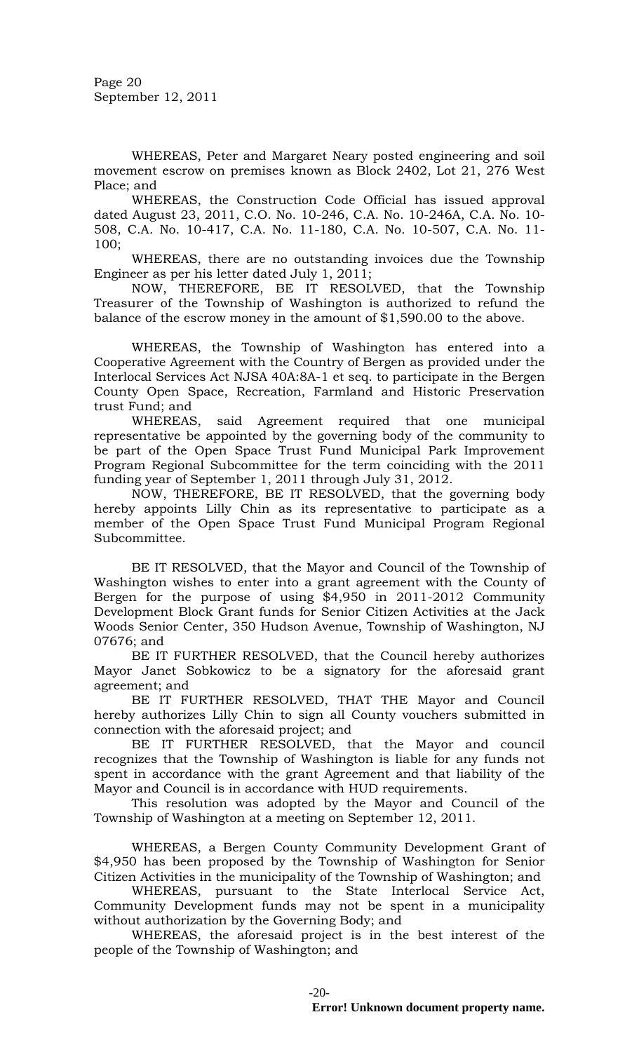WHEREAS, Peter and Margaret Neary posted engineering and soil movement escrow on premises known as Block 2402, Lot 21, 276 West Place; and

WHEREAS, the Construction Code Official has issued approval dated August 23, 2011, C.O. No. 10-246, C.A. No. 10-246A, C.A. No. 10-508, C.A. No. 10-417, C.A. No. 11-180, C.A. No. 10-507, C.A. No. 11-100;

WHEREAS, there are no outstanding invoices due the Township Engineer as per his letter dated July 1, 2011;

NOW, THEREFORE, BE IT RESOLVED, that the Township Treasurer of the Township of Washington is authorized to refund the balance of the escrow money in the amount of $1,590.00 to the above.

WHEREAS, the Township of Washington has entered into a Cooperative Agreement with the Country of Bergen as provided under the Interlocal Services Act NJSA 40A:8A-1 et seq. to participate in the Bergen County Open Space, Recreation, Farmland and Historic Preservation trust Fund; and

WHEREAS, said Agreement required that one municipal representative be appointed by the governing body of the community to be part of the Open Space Trust Fund Municipal Park Improvement Program Regional Subcommittee for the term coinciding with the 2011 funding year of September 1, 2011 through July 31, 2012.

NOW, THEREFORE, BE IT RESOLVED, that the governing body hereby appoints Lilly Chin as its representative to participate as a member of the Open Space Trust Fund Municipal Program Regional Subcommittee.

BE IT RESOLVED, that the Mayor and Council of the Township of Washington wishes to enter into a grant agreement with the County of Bergen for the purpose of using $4,950 in 2011-2012 Community Development Block Grant funds for Senior Citizen Activities at the Jack Woods Senior Center, 350 Hudson Avenue, Township of Washington, NJ 07676; and

BE IT FURTHER RESOLVED, that the Council hereby authorizes Mayor Janet Sobkowicz to be a signatory for the aforesaid grant agreement; and

BE IT FURTHER RESOLVED, THAT THE Mayor and Council hereby authorizes Lilly Chin to sign all County vouchers submitted in connection with the aforesaid project; and

BE IT FURTHER RESOLVED, that the Mayor and council recognizes that the Township of Washington is liable for any funds not spent in accordance with the grant Agreement and that liability of the Mayor and Council is in accordance with HUD requirements.

This resolution was adopted by the Mayor and Council of the Township of Washington at a meeting on September 12, 2011.

WHEREAS, a Bergen County Community Development Grant of $4,950 has been proposed by the Township of Washington for Senior Citizen Activities in the municipality of the Township of Washington; and

WHEREAS, pursuant to the State Interlocal Service Act, Community Development funds may not be spent in a municipality without authorization by the Governing Body; and

WHEREAS, the aforesaid project is in the best interest of the people of the Township of Washington; and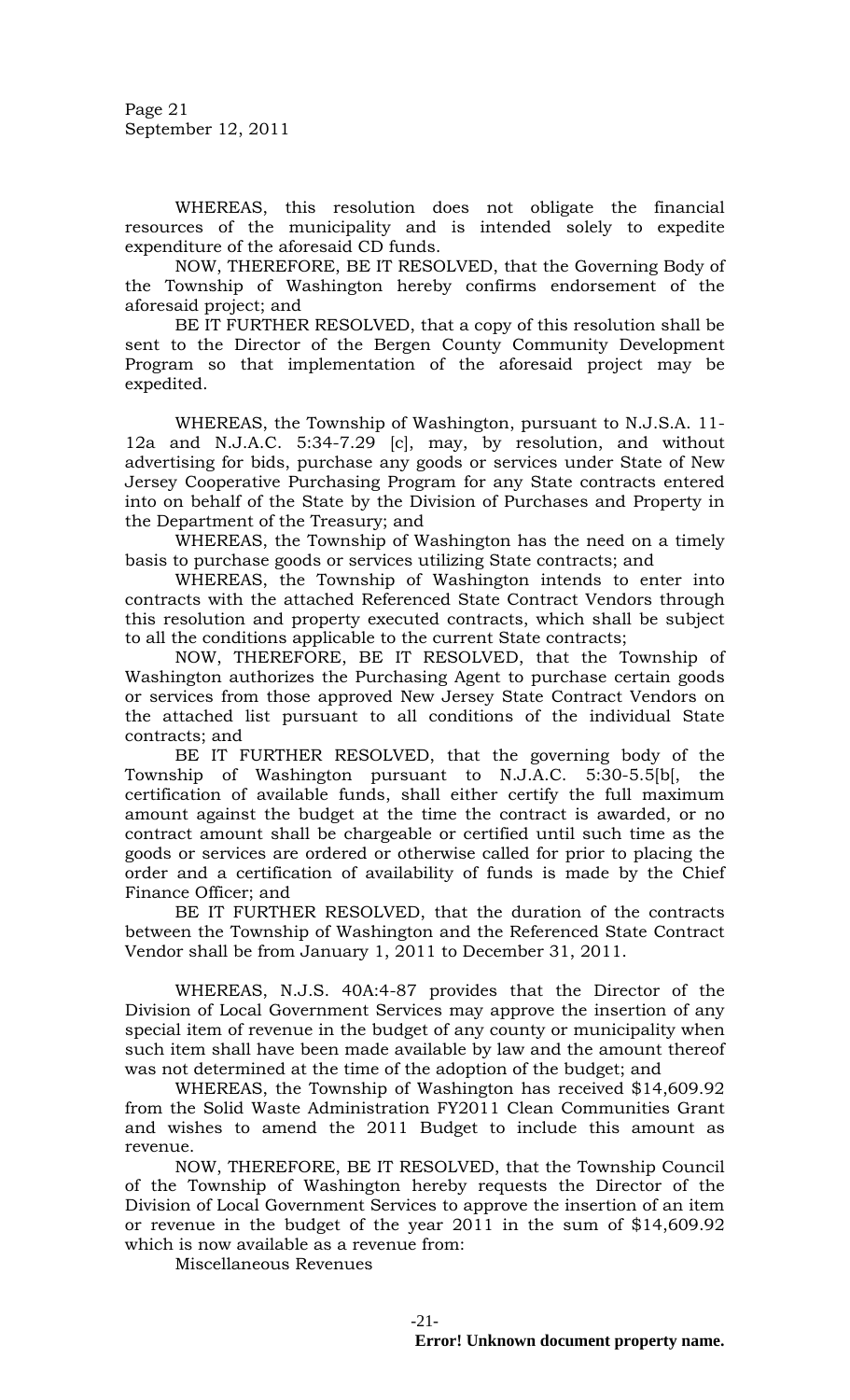WHEREAS, this resolution does not obligate the financial resources of the municipality and is intended solely to expedite expenditure of the aforesaid CD funds.

NOW, THEREFORE, BE IT RESOLVED, that the Governing Body of the Township of Washington hereby confirms endorsement of the aforesaid project; and

BE IT FURTHER RESOLVED, that a copy of this resolution shall be sent to the Director of the Bergen County Community Development Program so that implementation of the aforesaid project may be expedited.

WHEREAS, the Township of Washington, pursuant to N.J.S.A. 11-12a and N.J.A.C. 5:34-7.29 [c], may, by resolution, and without advertising for bids, purchase any goods or services under State of New Jersey Cooperative Purchasing Program for any State contracts entered into on behalf of the State by the Division of Purchases and Property in the Department of the Treasury; and

WHEREAS, the Township of Washington has the need on a timely basis to purchase goods or services utilizing State contracts; and

WHEREAS, the Township of Washington intends to enter into contracts with the attached Referenced State Contract Vendors through this resolution and property executed contracts, which shall be subject to all the conditions applicable to the current State contracts;

NOW, THEREFORE, BE IT RESOLVED, that the Township of Washington authorizes the Purchasing Agent to purchase certain goods or services from those approved New Jersey State Contract Vendors on the attached list pursuant to all conditions of the individual State contracts; and

BE IT FURTHER RESOLVED, that the governing body of the Township of Washington pursuant to N.J.A.C. 5:30-5.5[b[, the certification of available funds, shall either certify the full maximum amount against the budget at the time the contract is awarded, or no contract amount shall be chargeable or certified until such time as the goods or services are ordered or otherwise called for prior to placing the order and a certification of availability of funds is made by the Chief Finance Officer; and

BE IT FURTHER RESOLVED, that the duration of the contracts between the Township of Washington and the Referenced State Contract Vendor shall be from January 1, 2011 to December 31, 2011.

WHEREAS, N.J.S. 40A:4-87 provides that the Director of the Division of Local Government Services may approve the insertion of any special item of revenue in the budget of any county or municipality when such item shall have been made available by law and the amount thereof was not determined at the time of the adoption of the budget; and

WHEREAS, the Township of Washington has received $14,609.92 from the Solid Waste Administration FY2011 Clean Communities Grant and wishes to amend the 2011 Budget to include this amount as revenue.

NOW, THEREFORE, BE IT RESOLVED, that the Township Council of the Township of Washington hereby requests the Director of the Division of Local Government Services to approve the insertion of an item or revenue in the budget of the year 2011 in the sum of $14,609.92 which is now available as a revenue from:

Miscellaneous Revenues

**Error! Unknown document property name.**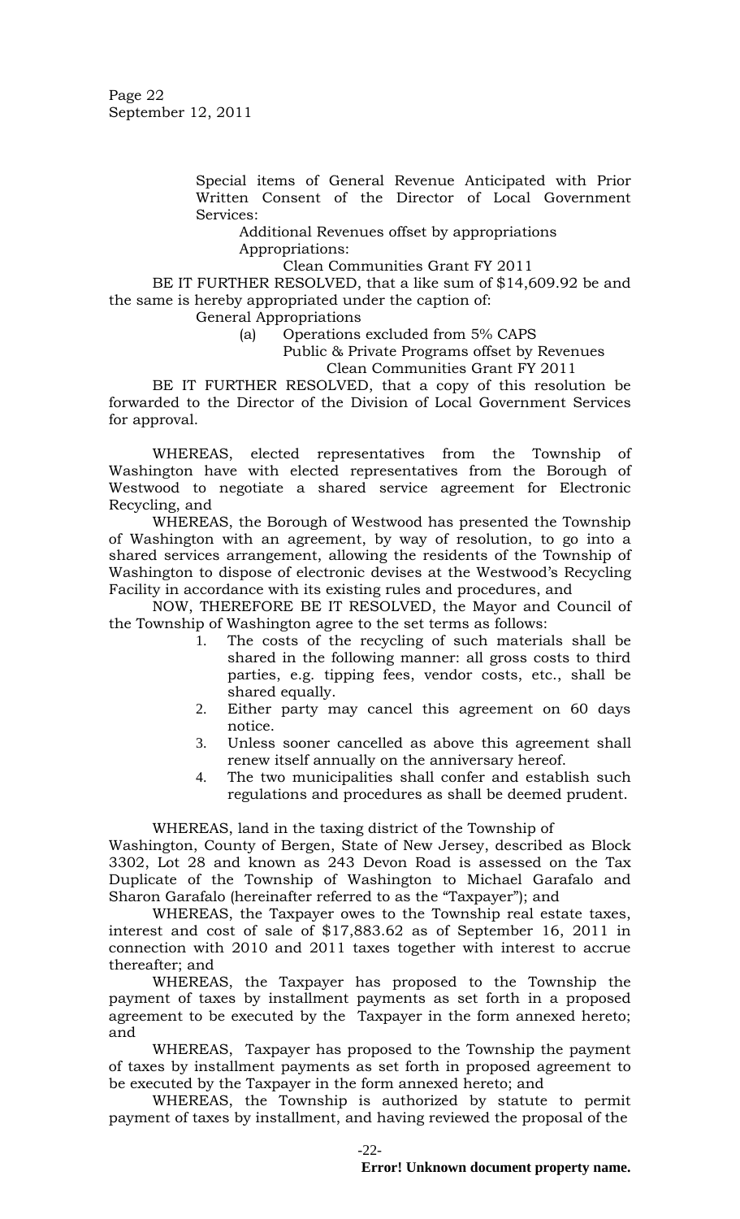Special items of General Revenue Anticipated with Prior Written Consent of the Director of Local Government Services:

Additional Revenues offset by appropriations

Appropriations:

Clean Communities Grant FY 2011

BE IT FURTHER RESOLVED, that a like sum of $14,609.92 be and the same is hereby appropriated under the caption of:

General Appropriations

(a) Operations excluded from 5% CAPS

Public & Private Programs offset by Revenues

Clean Communities Grant FY 2011

BE IT FURTHER RESOLVED, that a copy of this resolution be forwarded to the Director of the Division of Local Government Services for approval.

WHEREAS, elected representatives from the Township of Washington have with elected representatives from the Borough of Westwood to negotiate a shared service agreement for Electronic Recycling, and

WHEREAS, the Borough of Westwood has presented the Township of Washington with an agreement, by way of resolution, to go into a shared services arrangement, allowing the residents of the Township of Washington to dispose of electronic devises at the Westwood's Recycling Facility in accordance with its existing rules and procedures, and

NOW, THEREFORE BE IT RESOLVED, the Mayor and Council of the Township of Washington agree to the set terms as follows:

1. The costs of the recycling of such materials shall be shared in the following manner: all gross costs to third parties, e.g. tipping fees, vendor costs, etc., shall be shared equally.
2. Either party may cancel this agreement on 60 days notice.
3. Unless sooner cancelled as above this agreement shall renew itself annually on the anniversary hereof.
4. The two municipalities shall confer and establish such regulations and procedures as shall be deemed prudent.

WHEREAS, land in the taxing district of the Township of Washington, County of Bergen, State of New Jersey, described as Block 3302, Lot 28 and known as 243 Devon Road is assessed on the Tax Duplicate of the Township of Washington to Michael Garafalo and Sharon Garafalo (hereinafter referred to as the "Taxpayer"); and

WHEREAS, the Taxpayer owes to the Township real estate taxes, interest and cost of sale of $17,883.62 as of September 16, 2011 in connection with 2010 and 2011 taxes together with interest to accrue thereafter; and

WHEREAS, the Taxpayer has proposed to the Township the payment of taxes by installment payments as set forth in a proposed agreement to be executed by the Taxpayer in the form annexed hereto; and

WHEREAS, Taxpayer has proposed to the Township the payment of taxes by installment payments as set forth in proposed agreement to be executed by the Taxpayer in the form annexed hereto; and

WHEREAS, the Township is authorized by statute to permit payment of taxes by installment, and having reviewed the proposal of the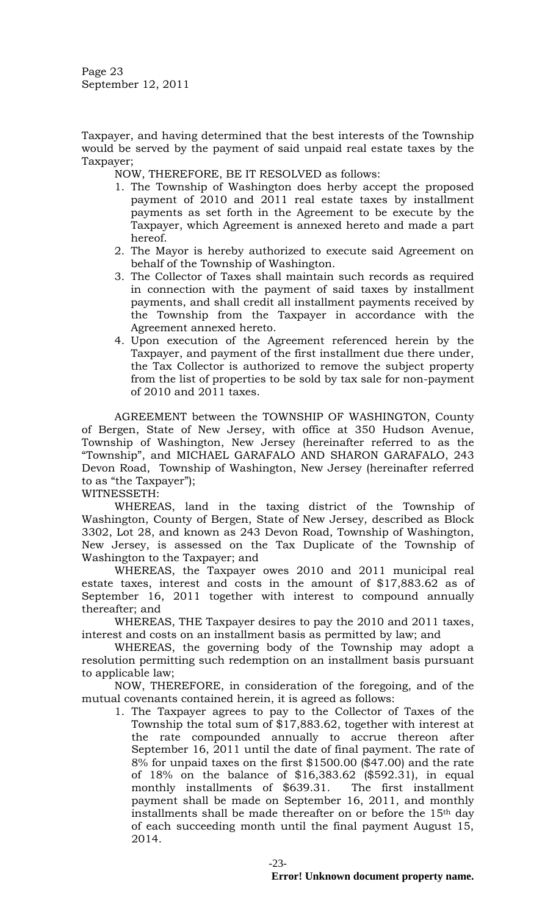Taxpayer, and having determined that the best interests of the Township would be served by the payment of said unpaid real estate taxes by the Taxpayer;

NOW, THEREFORE, BE IT RESOLVED as follows:

1. The Township of Washington does herby accept the proposed payment of 2010 and 2011 real estate taxes by installment payments as set forth in the Agreement to be execute by the Taxpayer, which Agreement is annexed hereto and made a part hereof.
2. The Mayor is hereby authorized to execute said Agreement on behalf of the Township of Washington.
3. The Collector of Taxes shall maintain such records as required in connection with the payment of said taxes by installment payments, and shall credit all installment payments received by the Township from the Taxpayer in accordance with the Agreement annexed hereto.
4. Upon execution of the Agreement referenced herein by the Taxpayer, and payment of the first installment due there under, the Tax Collector is authorized to remove the subject property from the list of properties to be sold by tax sale for non-payment of 2010 and 2011 taxes.

AGREEMENT between the TOWNSHIP OF WASHINGTON, County of Bergen, State of New Jersey, with office at 350 Hudson Avenue, Township of Washington, New Jersey (hereinafter referred to as the "Township", and MICHAEL GARAFALO AND SHARON GARAFALO, 243 Devon Road, Township of Washington, New Jersey (hereinafter referred to as "the Taxpayer");

WITNESSETH:

WHEREAS, land in the taxing district of the Township of Washington, County of Bergen, State of New Jersey, described as Block 3302, Lot 28, and known as 243 Devon Road, Township of Washington, New Jersey, is assessed on the Tax Duplicate of the Township of Washington to the Taxpayer; and

WHEREAS, the Taxpayer owes 2010 and 2011 municipal real estate taxes, interest and costs in the amount of $17,883.62 as of September 16, 2011 together with interest to compound annually thereafter; and

WHEREAS, THE Taxpayer desires to pay the 2010 and 2011 taxes, interest and costs on an installment basis as permitted by law; and

WHEREAS, the governing body of the Township may adopt a resolution permitting such redemption on an installment basis pursuant to applicable law;

NOW, THEREFORE, in consideration of the foregoing, and of the mutual covenants contained herein, it is agreed as follows:

1. The Taxpayer agrees to pay to the Collector of Taxes of the Township the total sum of $17,883.62, together with interest at the rate compounded annually to accrue thereon after September 16, 2011 until the date of final payment. The rate of 8% for unpaid taxes on the first $1500.00 ($47.00) and the rate of 18% on the balance of $16,383.62 ($592.31), in equal monthly installments of $639.31. The first installment payment shall be made on September 16, 2011, and monthly installments shall be made thereafter on or before the 15th day of each succeeding month until the final payment August 15, 2014.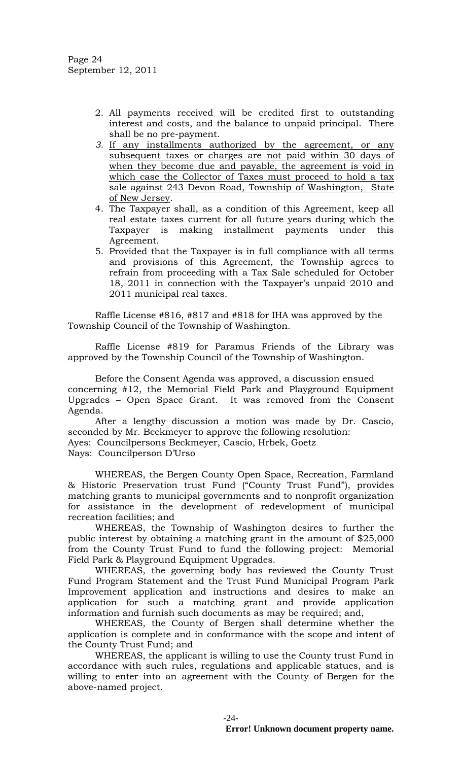2. All payments received will be credited first to outstanding interest and costs, and the balance to unpaid principal. There shall be no pre-payment.
3. <u>If any installments authorized by the agreement, or any subsequent taxes or charges are not paid within 30 days of when they become due and payable, the agreement is void in which case the Collector of Taxes must proceed to hold a tax sale against 243 Devon Road, Township of Washington, State of New Jersey</u>.
4. The Taxpayer shall, as a condition of this Agreement, keep all real estate taxes current for all future years during which the Taxpayer is making installment payments under this Agreement.
5. Provided that the Taxpayer is in full compliance with all terms and provisions of this Agreement, the Township agrees to refrain from proceeding with a Tax Sale scheduled for October 18, 2011 in connection with the Taxpayer's unpaid 2010 and 2011 municipal real taxes.

Raffle License #816, #817 and #818 for IHA was approved by the Township Council of the Township of Washington.

Raffle License #819 for Paramus Friends of the Library was approved by the Township Council of the Township of Washington.

Before the Consent Agenda was approved, a discussion ensued concerning #12, the Memorial Field Park and Playground Equipment Upgrades – Open Space Grant. It was removed from the Consent Agenda.

After a lengthy discussion a motion was made by Dr. Cascio, seconded by Mr. Beckmeyer to approve the following resolution:
Ayes: Councilpersons Beckmeyer, Cascio, Hrbek, Goetz
Nays: Councilperson D'Urso

WHEREAS, the Bergen County Open Space, Recreation, Farmland & Historic Preservation trust Fund ("County Trust Fund"), provides matching grants to municipal governments and to nonprofit organization for assistance in the development of redevelopment of municipal recreation facilities; and

WHEREAS, the Township of Washington desires to further the public interest by obtaining a matching grant in the amount of $25,000 from the County Trust Fund to fund the following project: Memorial Field Park & Playground Equipment Upgrades.

WHEREAS, the governing body has reviewed the County Trust Fund Program Statement and the Trust Fund Municipal Program Park Improvement application and instructions and desires to make an application for such a matching grant and provide application information and furnish such documents as may be required; and,

WHEREAS, the County of Bergen shall determine whether the application is complete and in conformance with the scope and intent of the County Trust Fund; and

WHEREAS, the applicant is willing to use the County trust Fund in accordance with such rules, regulations and applicable statues, and is willing to enter into an agreement with the County of Bergen for the above-named project.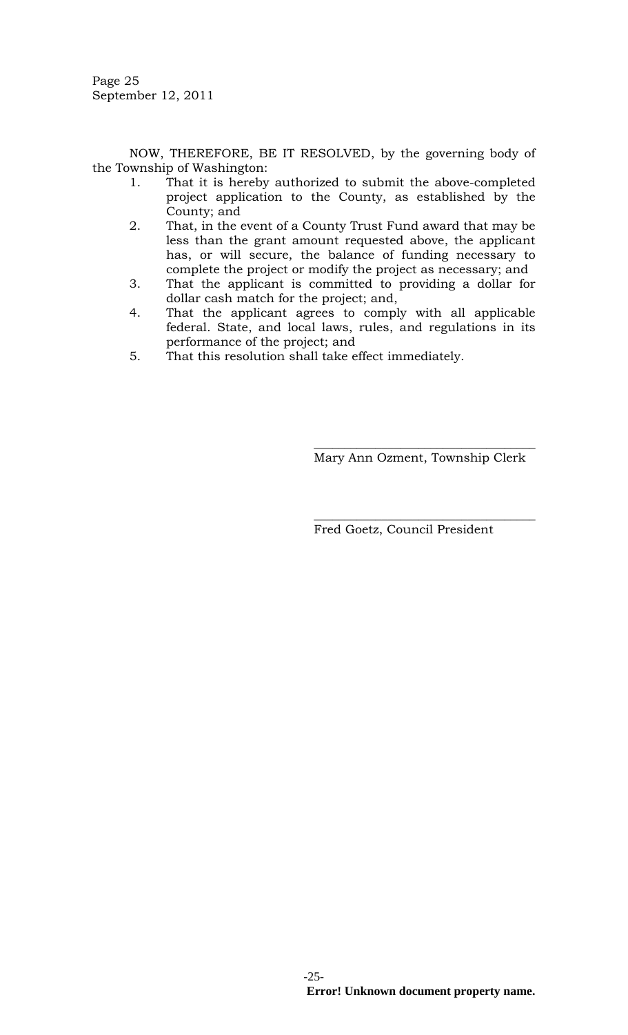NOW, THEREFORE, BE IT RESOLVED, by the governing body of the Township of Washington:

1. That it is hereby authorized to submit the above-completed project application to the County, as established by the County; and
2. That, in the event of a County Trust Fund award that may be less than the grant amount requested above, the applicant has, or will secure, the balance of funding necessary to complete the project or modify the project as necessary; and
3. That the applicant is committed to providing a dollar for dollar cash match for the project; and,
4. That the applicant agrees to comply with all applicable federal. State, and local laws, rules, and regulations in its performance of the project; and
5. That this resolution shall take effect immediately.

\_\_\_\_\_\_\_\_\_\_\_\_\_\_\_\_\_\_\_\_\_\_\_\_\_\_\_\_\_\_\_\_\_\_
Mary Ann Ozment, Township Clerk

\_\_\_\_\_\_\_\_\_\_\_\_\_\_\_\_\_\_\_\_\_\_\_\_\_\_\_\_\_\_\_\_\_\_
Fred Goetz, Council President

**Error! Unknown document property name.**